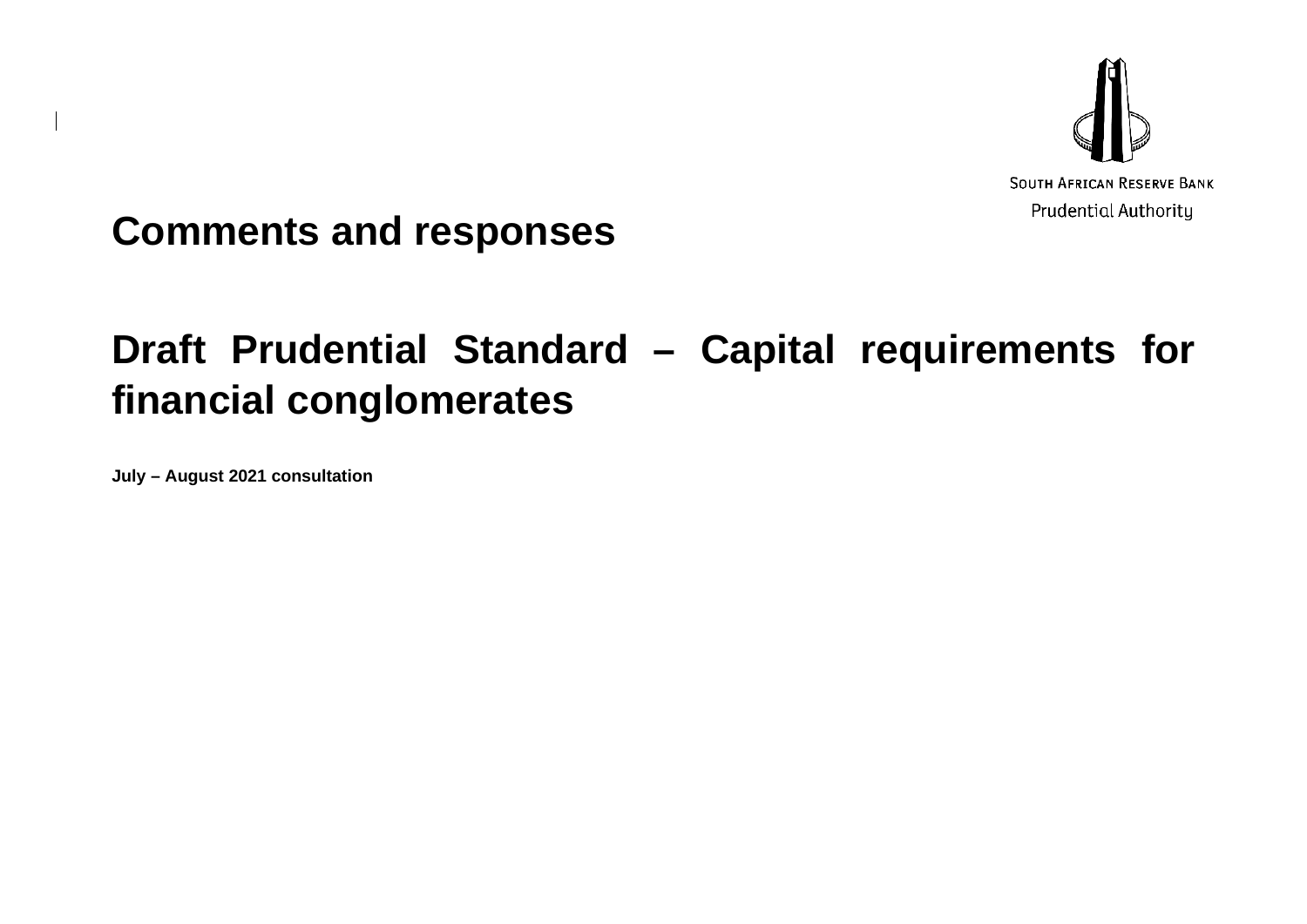SOUTH AFRICAN RESERVE BANK

Prudential Authority

# Comments and responses

# Draft Prudential Standard – Capital requirements for financial conglomerates

**July – August 2021 consultation**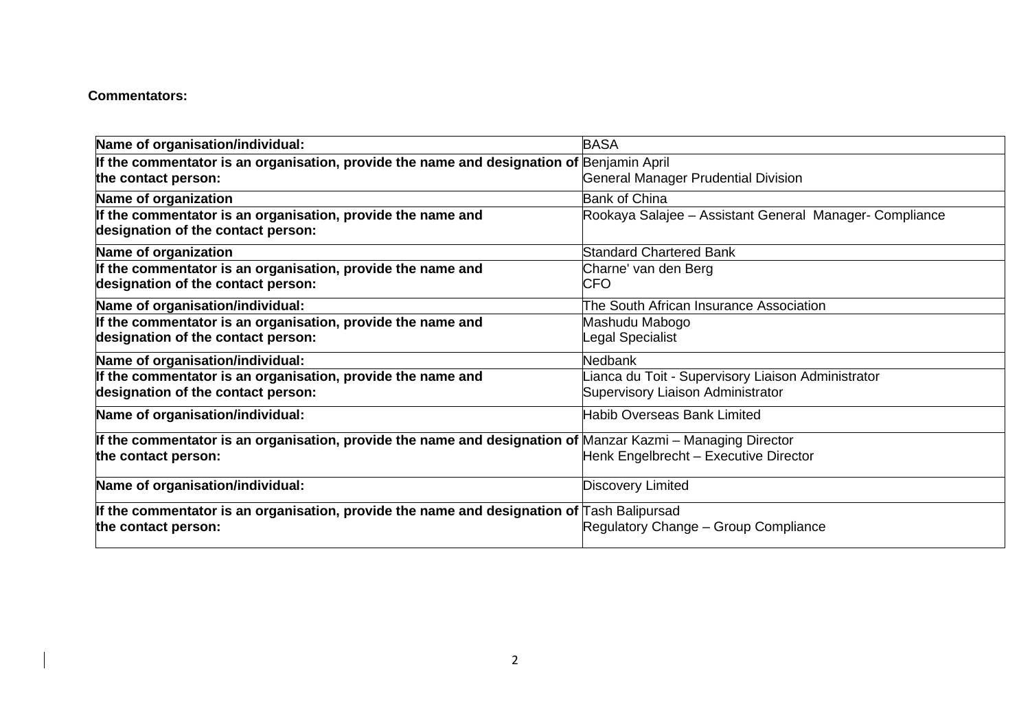**Commentators:**

| Name of organisation/individual: | BASA |
|---|---|
| **If the commentator is an organisation, provide the name and designation of the contact person:** | Benjamin April<br>General Manager Prudential Division |
| **Name of organization** | Bank of China |
| **If the commentator is an organisation, provide the name and designation of the contact person:** | Rookaya Salajee – Assistant General Manager- Compliance |
| **Name of organization** | Standard Chartered Bank |
| **If the commentator is an organisation, provide the name and designation of the contact person:** | Charne' van den Berg<br>CFO |
| **Name of organisation/individual:** | The South African Insurance Association |
| **If the commentator is an organisation, provide the name and designation of the contact person:** | Mashudu Mabogo<br>Legal Specialist |
| **Name of organisation/individual:** | Nedbank |
| **If the commentator is an organisation, provide the name and designation of the contact person:** | Lianca du Toit - Supervisory Liaison Administrator<br>Supervisory Liaison Administrator |
| **Name of organisation/individual:** | Habib Overseas Bank Limited |
| **If the commentator is an organisation, provide the name and designation of the contact person:** | Manzar Kazmi – Managing Director<br>Henk Engelbrecht – Executive Director |
| **Name of organisation/individual:** | Discovery Limited |
| **If the commentator is an organisation, provide the name and designation of the contact person:** | Tash Balipursad<br>Regulatory Change – Group Compliance |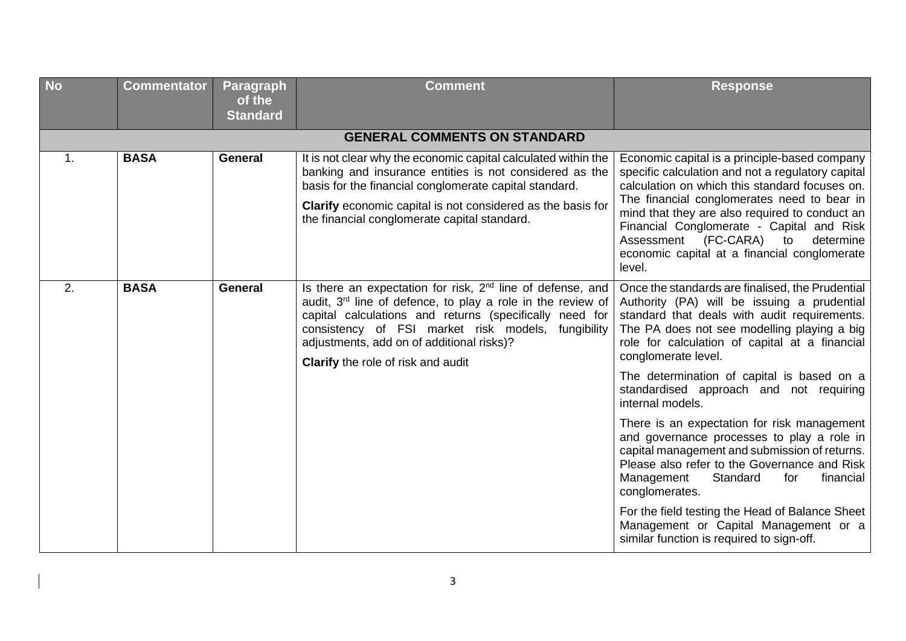| No | Commentator | Paragraph of the Standard | Comment | Response |
|---|---|---|---|---|
| **GENERAL COMMENTS ON STANDARD** | | | | |
| 1. | **BASA** | **General** | It is not clear why the economic capital calculated within the banking and insurance entities is not considered as the basis for the financial conglomerate capital standard.<br><br>**Clarify** economic capital is not considered as the basis for the financial conglomerate capital standard. | Economic capital is a principle-based company specific calculation and not a regulatory capital calculation on which this standard focuses on. The financial conglomerates need to bear in mind that they are also required to conduct an Financial Conglomerate - Capital and Risk Assessment (FC-CARA) to determine economic capital at a financial conglomerate level. |
| 2. | **BASA** | **General** | Is there an expectation for risk, 2nd line of defense, and audit, 3rd line of defence, to play a role in the review of capital calculations and returns (specifically need for consistency of FSI market risk models, fungibility adjustments, add on of additional risks)?<br><br>**Clarify** the role of risk and audit | Once the standards are finalised, the Prudential Authority (PA) will be issuing a prudential standard that deals with audit requirements. The PA does not see modelling playing a big role for calculation of capital at a financial conglomerate level.<br><br>The determination of capital is based on a standardised approach and not requiring internal models.<br><br>There is an expectation for risk management and governance processes to play a role in capital management and submission of returns. Please also refer to the Governance and Risk Management Standard for financial conglomerates.<br><br>For the field testing the Head of Balance Sheet Management or Capital Management or a similar function is required to sign-off. |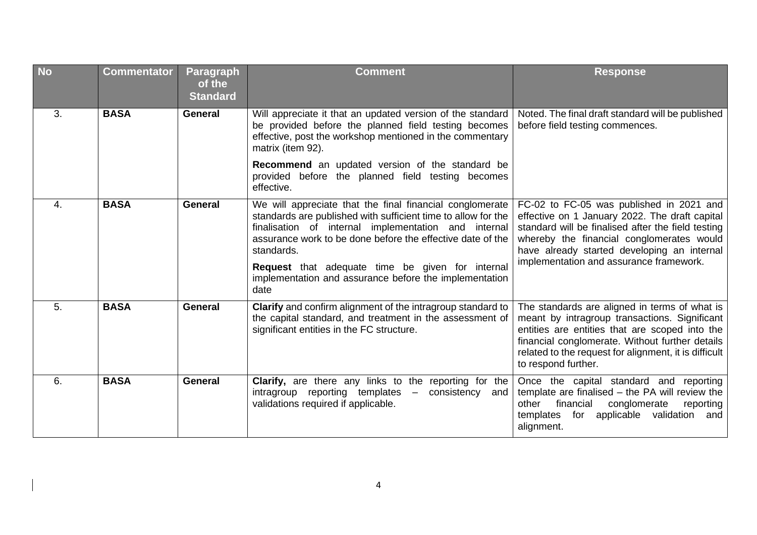| No | Commentator | Paragraph of the Standard | Comment | Response |
|---|---|---|---|---|
| 3. | **BASA** | **General** | Will appreciate it that an updated version of the standard be provided before the planned field testing becomes effective, post the workshop mentioned in the commentary matrix (item 92).<br><br>**Recommend** an updated version of the standard be provided before the planned field testing becomes effective. | Noted. The final draft standard will be published before field testing commences. |
| 4. | **BASA** | **General** | We will appreciate that the final financial conglomerate standards are published with sufficient time to allow for the finalisation of internal implementation and internal assurance work to be done before the effective date of the standards.<br><br>**Request** that adequate time be given for internal implementation and assurance before the implementation date | FC-02 to FC-05 was published in 2021 and effective on 1 January 2022. The draft capital standard will be finalised after the field testing whereby the financial conglomerates would have already started developing an internal implementation and assurance framework. |
| 5. | **BASA** | **General** | **Clarify** and confirm alignment of the intragroup standard to the capital standard, and treatment in the assessment of significant entities in the FC structure. | The standards are aligned in terms of what is meant by intragroup transactions. Significant entities are entities that are scoped into the financial conglomerate. Without further details related to the request for alignment, it is difficult to respond further. |
| 6. | **BASA** | **General** | **Clarify,** are there any links to the reporting for the intragroup reporting templates – consistency and validations required if applicable. | Once the capital standard and reporting template are finalised – the PA will review the other financial conglomerate reporting templates for applicable validation and alignment. |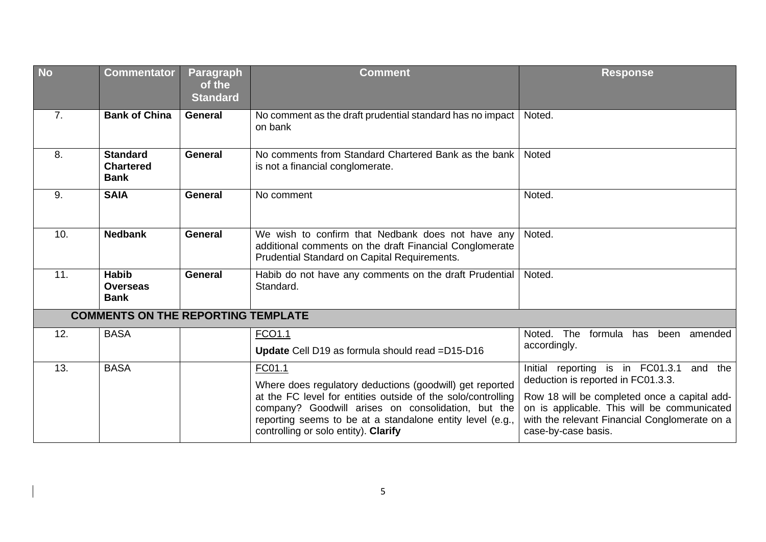| No | Commentator | Paragraph of the Standard | Comment | Response |
| --- | --- | --- | --- | --- |
| 7. | **Bank of China** | **General** | No comment as the draft prudential standard has no impact on bank | Noted. |
| 8. | **Standard Chartered Bank** | **General** | No comments from Standard Chartered Bank as the bank is not a financial conglomerate. | Noted |
| 9. | **SAIA** | **General** | No comment | Noted. |
| 10. | **Nedbank** | **General** | We wish to confirm that Nedbank does not have any additional comments on the draft Financial Conglomerate Prudential Standard on Capital Requirements. | Noted. |
| 11. | **Habib Overseas Bank** | **General** | Habib do not have any comments on the draft Prudential Standard. | Noted. |
| **COMMENTS ON THE REPORTING TEMPLATE** | | | | |
| 12. | BASA | | FCO1.1<br>**Update** Cell D19 as formula should read =D15-D16 | Noted. The formula has been amended accordingly. |
| 13. | BASA | | FC01.1<br>Where does regulatory deductions (goodwill) get reported at the FC level for entities outside of the solo/controlling company? Goodwill arises on consolidation, but the reporting seems to be at a standalone entity level (e.g., controlling or solo entity). **Clarify** | Initial reporting is in FC01.3.1 and the deduction is reported in FC01.3.3.<br>Row 18 will be completed once a capital add-on is applicable. This will be communicated with the relevant Financial Conglomerate on a case-by-case basis. |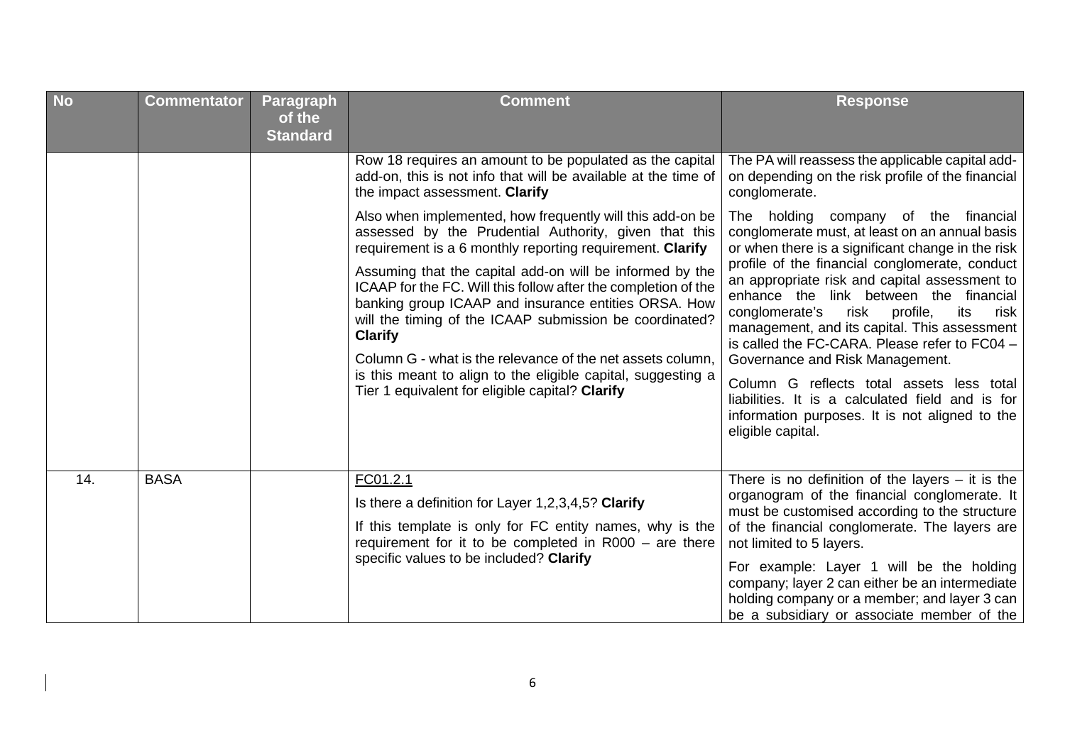| No | Commentator | Paragraph of the Standard | Comment | Response |
|---|---|---|---|---|
| | | | Row 18 requires an amount to be populated as the capital add-on, this is not info that will be available at the time of the impact assessment. **Clarify**<br><br>Also when implemented, how frequently will this add-on be assessed by the Prudential Authority, given that this requirement is a 6 monthly reporting requirement. **Clarify**<br><br>Assuming that the capital add-on will be informed by the ICAAP for the FC. Will this follow after the completion of the banking group ICAAP and insurance entities ORSA. How will the timing of the ICAAP submission be coordinated? **Clarify**<br><br>Column G - what is the relevance of the net assets column, is this meant to align to the eligible capital, suggesting a Tier 1 equivalent for eligible capital? **Clarify** | The PA will reassess the applicable capital add-on depending on the risk profile of the financial conglomerate.<br><br>The holding company of the financial conglomerate must, at least on an annual basis or when there is a significant change in the risk profile of the financial conglomerate, conduct an appropriate risk and capital assessment to enhance the link between the financial conglomerate's risk profile, its risk management, and its capital. This assessment is called the FC-CARA. Please refer to FC04 – Governance and Risk Management.<br><br>Column G reflects total assets less total liabilities. It is a calculated field and is for information purposes. It is not aligned to the eligible capital. |
| 14. | BASA | | FC01.2.1<br><br>Is there a definition for Layer 1,2,3,4,5? **Clarify**<br><br>If this template is only for FC entity names, why is the requirement for it to be completed in R000 – are there specific values to be included? **Clarify** | There is no definition of the layers – it is the organogram of the financial conglomerate. It must be customised according to the structure of the financial conglomerate. The layers are not limited to 5 layers.<br><br>For example: Layer 1 will be the holding company; layer 2 can either be an intermediate holding company or a member; and layer 3 can be a subsidiary or associate member of the |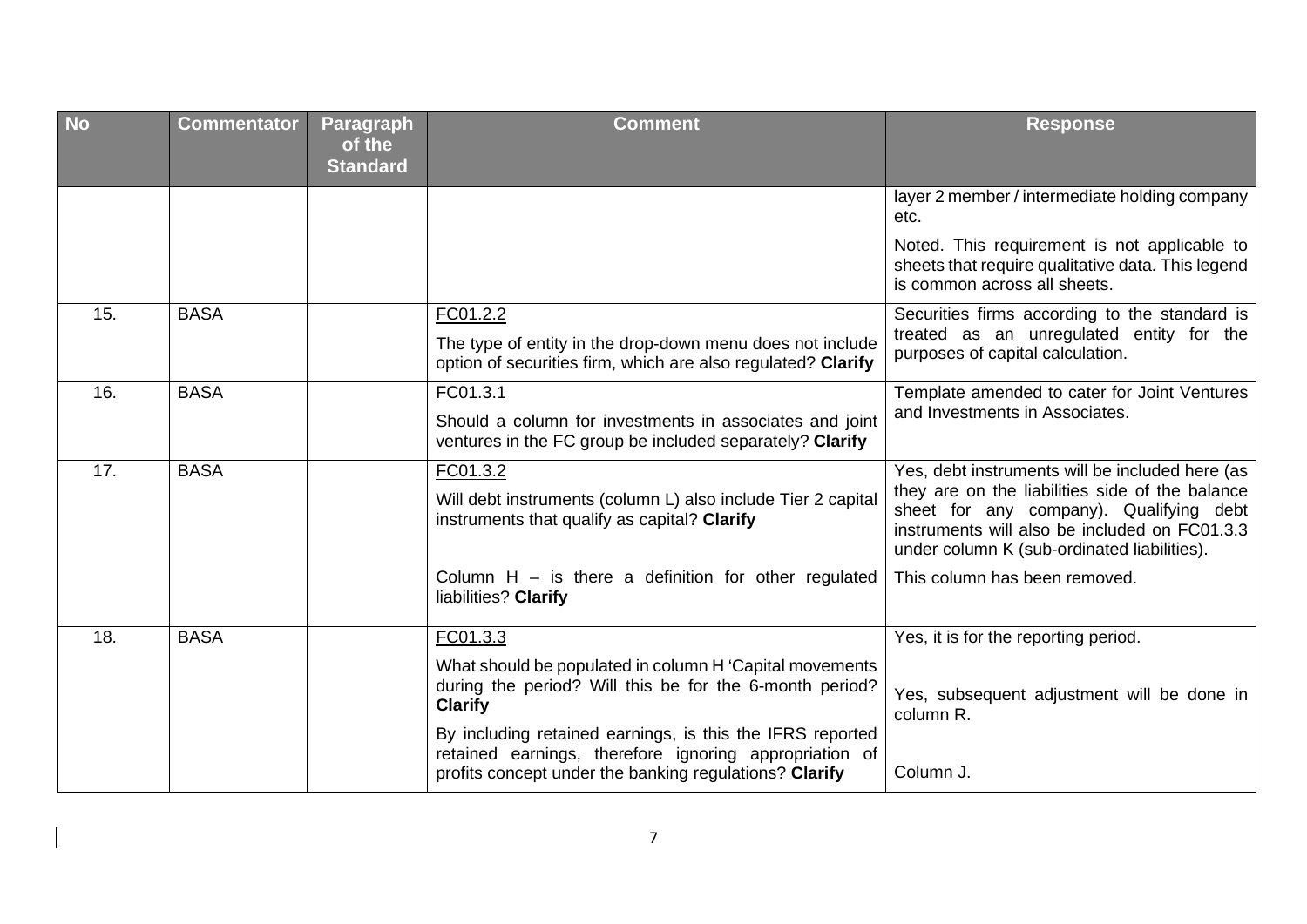| No | Commentator | Paragraph of the Standard | Comment | Response |
|---|---|---|---|---|
| | | | | layer 2 member / intermediate holding company etc.<br><br>Noted. This requirement is not applicable to sheets that require qualitative data. This legend is common across all sheets. |
| 15. | BASA | | FC01.2.2<br><br>The type of entity in the drop-down menu does not include option of securities firm, which are also regulated? **Clarify** | Securities firms according to the standard is treated as an unregulated entity for the purposes of capital calculation. |
| 16. | BASA | | FC01.3.1<br><br>Should a column for investments in associates and joint ventures in the FC group be included separately? **Clarify** | Template amended to cater for Joint Ventures and Investments in Associates. |
| 17. | BASA | | FC01.3.2<br><br>Will debt instruments (column L) also include Tier 2 capital instruments that qualify as capital? **Clarify**<br><br>Column H – is there a definition for other regulated liabilities? **Clarify** | Yes, debt instruments will be included here (as they are on the liabilities side of the balance sheet for any company). Qualifying debt instruments will also be included on FC01.3.3 under column K (sub-ordinated liabilities).<br><br>This column has been removed. |
| 18. | BASA | | FC01.3.3<br><br>What should be populated in column H 'Capital movements during the period? Will this be for the 6-month period? **Clarify**<br><br>By including retained earnings, is this the IFRS reported retained earnings, therefore ignoring appropriation of profits concept under the banking regulations? **Clarify** | Yes, it is for the reporting period.<br><br>Yes, subsequent adjustment will be done in column R.<br><br>Column J. |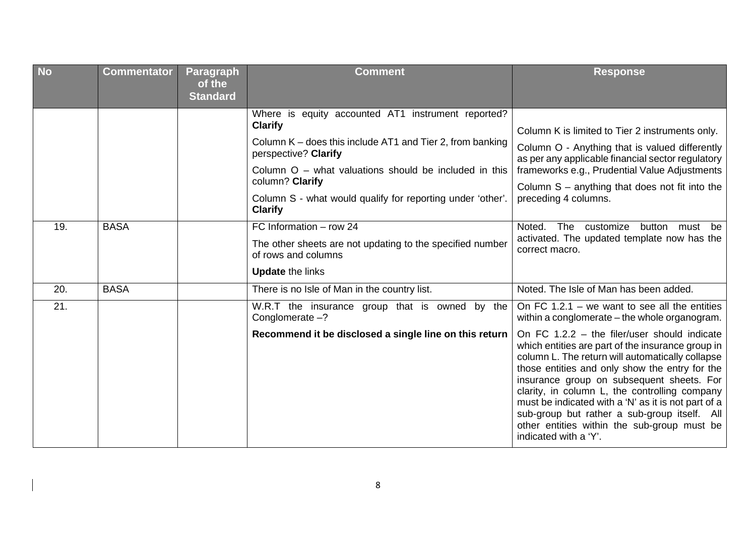| No | Commentator | Paragraph of the Standard | Comment | Response |
|---|---|---|---|---|
| | | | Where is equity accounted AT1 instrument reported? **Clarify**<br><br>Column K – does this include AT1 and Tier 2, from banking perspective? **Clarify**<br><br>Column O – what valuations should be included in this column? **Clarify**<br><br>Column S - what would qualify for reporting under 'other'. **Clarify** | Column K is limited to Tier 2 instruments only.<br><br>Column O - Anything that is valued differently as per any applicable financial sector regulatory frameworks e.g., Prudential Value Adjustments<br><br>Column S – anything that does not fit into the preceding 4 columns. |
| 19. | BASA | | FC Information – row 24<br><br>The other sheets are not updating to the specified number of rows and columns<br><br>**Update** the links | Noted. The customize button must be activated. The updated template now has the correct macro. |
| 20. | BASA | | There is no Isle of Man in the country list. | Noted. The Isle of Man has been added. |
| 21. | | | W.R.T the insurance group that is owned by the Conglomerate –?<br><br>**Recommend it be disclosed a single line on this return** | On FC 1.2.1 – we want to see all the entities within a conglomerate – the whole organogram.<br><br>On FC 1.2.2 – the filer/user should indicate which entities are part of the insurance group in column L. The return will automatically collapse those entities and only show the entry for the insurance group on subsequent sheets. For clarity, in column L, the controlling company must be indicated with a 'N' as it is not part of a sub-group but rather a sub-group itself. All other entities within the sub-group must be indicated with a 'Y'. |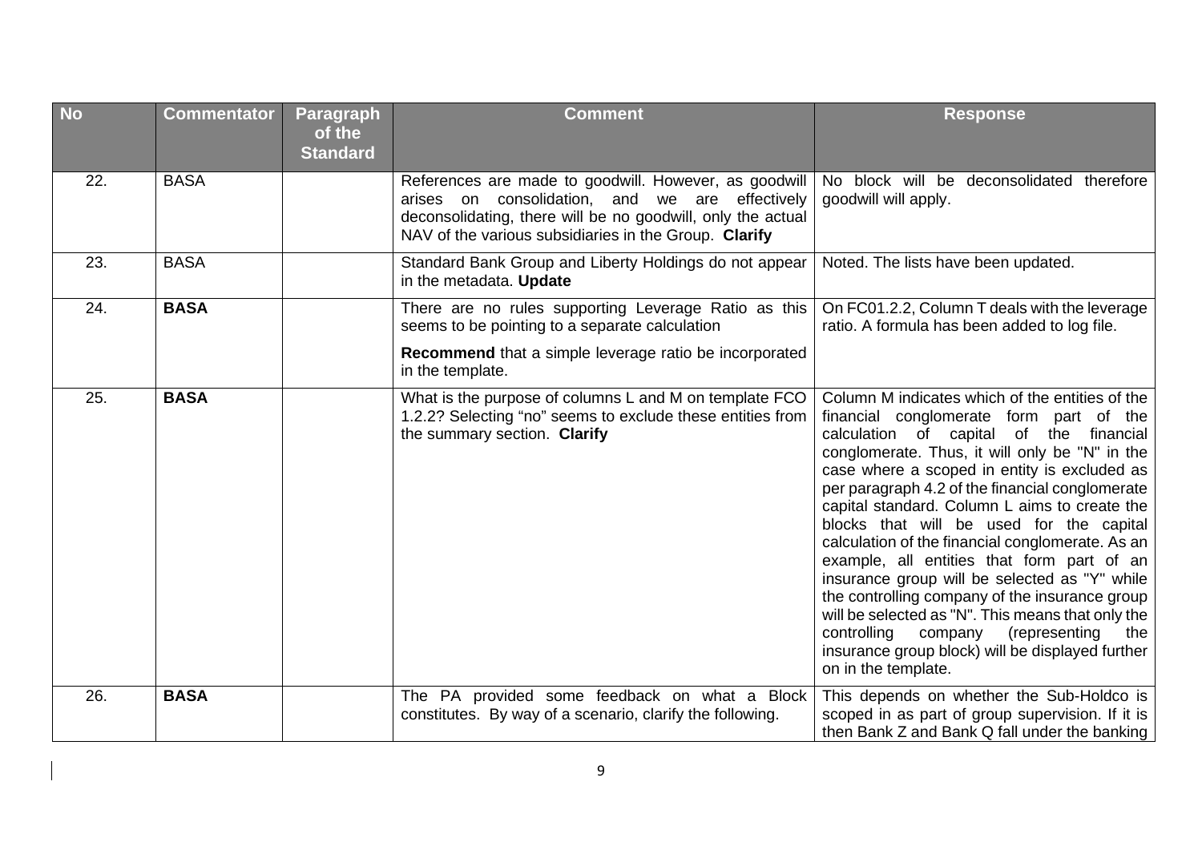| No | Commentator | Paragraph of the Standard | Comment | Response |
|---|---|---|---|---|
| 22. | BASA | | References are made to goodwill. However, as goodwill arises on consolidation, and we are effectively deconsolidating, there will be no goodwill, only the actual NAV of the various subsidiaries in the Group. **Clarify** | No block will be deconsolidated therefore goodwill will apply. |
| 23. | BASA | | Standard Bank Group and Liberty Holdings do not appear in the metadata. **Update** | Noted. The lists have been updated. |
| 24. | **BASA** | | There are no rules supporting Leverage Ratio as this seems to be pointing to a separate calculation<br><br>**Recommend** that a simple leverage ratio be incorporated in the template. | On FC01.2.2, Column T deals with the leverage ratio. A formula has been added to log file. |
| 25. | **BASA** | | What is the purpose of columns L and M on template FCO 1.2.2? Selecting "no" seems to exclude these entities from the summary section. **Clarify** | Column M indicates which of the entities of the financial conglomerate form part of the calculation of capital of the financial conglomerate. Thus, it will only be "N" in the case where a scoped in entity is excluded as per paragraph 4.2 of the financial conglomerate capital standard. Column L aims to create the blocks that will be used for the capital calculation of the financial conglomerate. As an example, all entities that form part of an insurance group will be selected as "Y" while the controlling company of the insurance group will be selected as "N". This means that only the controlling company (representing the insurance group block) will be displayed further on in the template. |
| 26. | **BASA** | | The PA provided some feedback on what a Block constitutes. By way of a scenario, clarify the following. | This depends on whether the Sub-Holdco is scoped in as part of group supervision. If it is then Bank Z and Bank Q fall under the banking |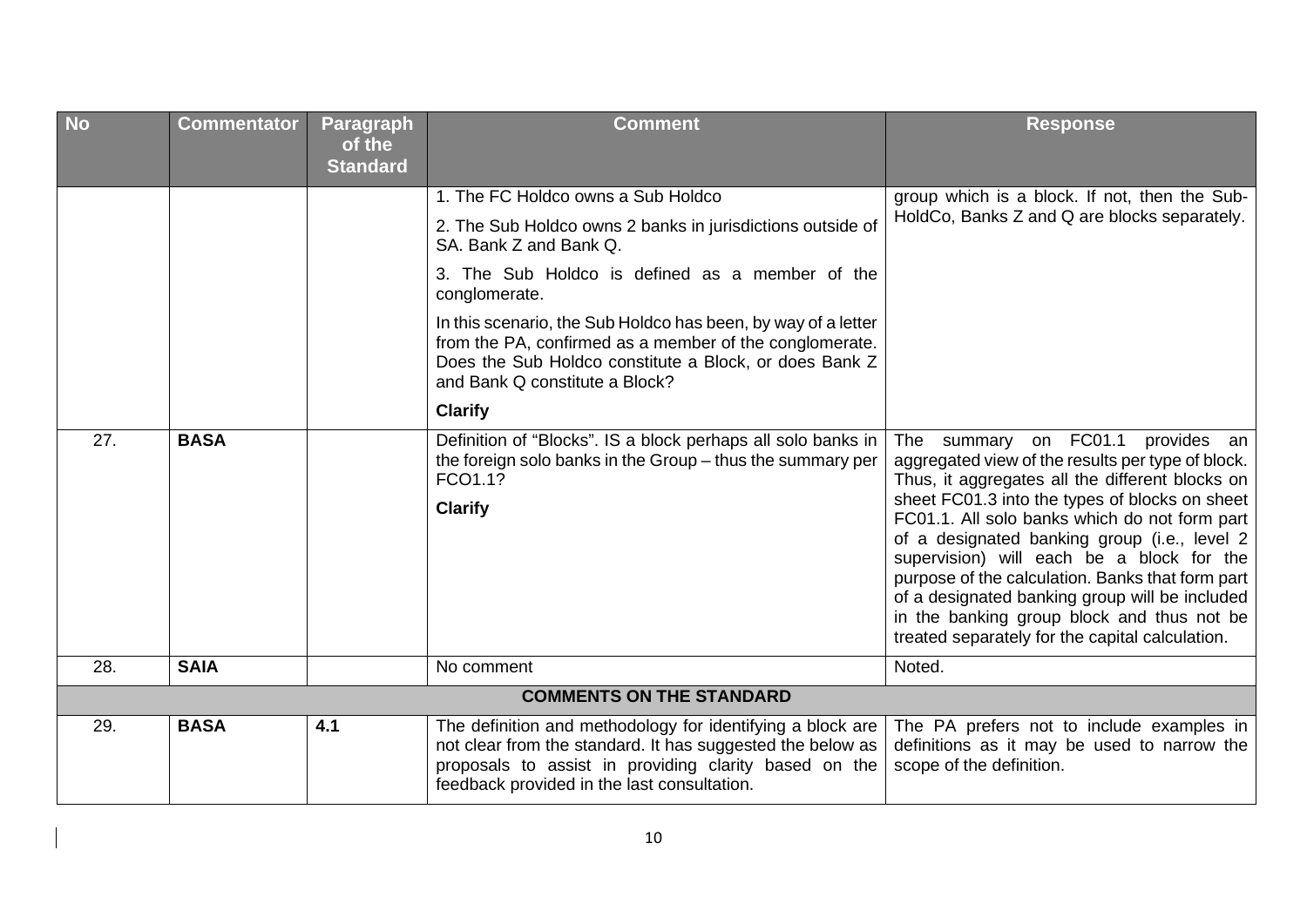| No | Commentator | Paragraph of the Standard | Comment | Response |
|---|---|---|---|---|
| | | | 1. The FC Holdco owns a Sub Holdco<br><br>2. The Sub Holdco owns 2 banks in jurisdictions outside of SA. Bank Z and Bank Q.<br><br>3. The Sub Holdco is defined as a member of the conglomerate.<br><br>In this scenario, the Sub Holdco has been, by way of a letter from the PA, confirmed as a member of the conglomerate. Does the Sub Holdco constitute a Block, or does Bank Z and Bank Q constitute a Block?<br><br>**Clarify** | group which is a block. If not, then the Sub-HoldCo, Banks Z and Q are blocks separately. |
| 27. | **BASA** | | Definition of "Blocks". IS a block perhaps all solo banks in the foreign solo banks in the Group – thus the summary per FCO1.1?<br><br>**Clarify** | The summary on FC01.1 provides an aggregated view of the results per type of block. Thus, it aggregates all the different blocks on sheet FC01.3 into the types of blocks on sheet FC01.1. All solo banks which do not form part of a designated banking group (i.e., level 2 supervision) will each be a block for the purpose of the calculation. Banks that form part of a designated banking group will be included in the banking group block and thus not be treated separately for the capital calculation. |
| 28. | **SAIA** | | No comment | Noted. |
| **COMMENTS ON THE STANDARD** | | | | |
| 29. | **BASA** | **4.1** | The definition and methodology for identifying a block are not clear from the standard. It has suggested the below as proposals to assist in providing clarity based on the feedback provided in the last consultation. | The PA prefers not to include examples in definitions as it may be used to narrow the scope of the definition. |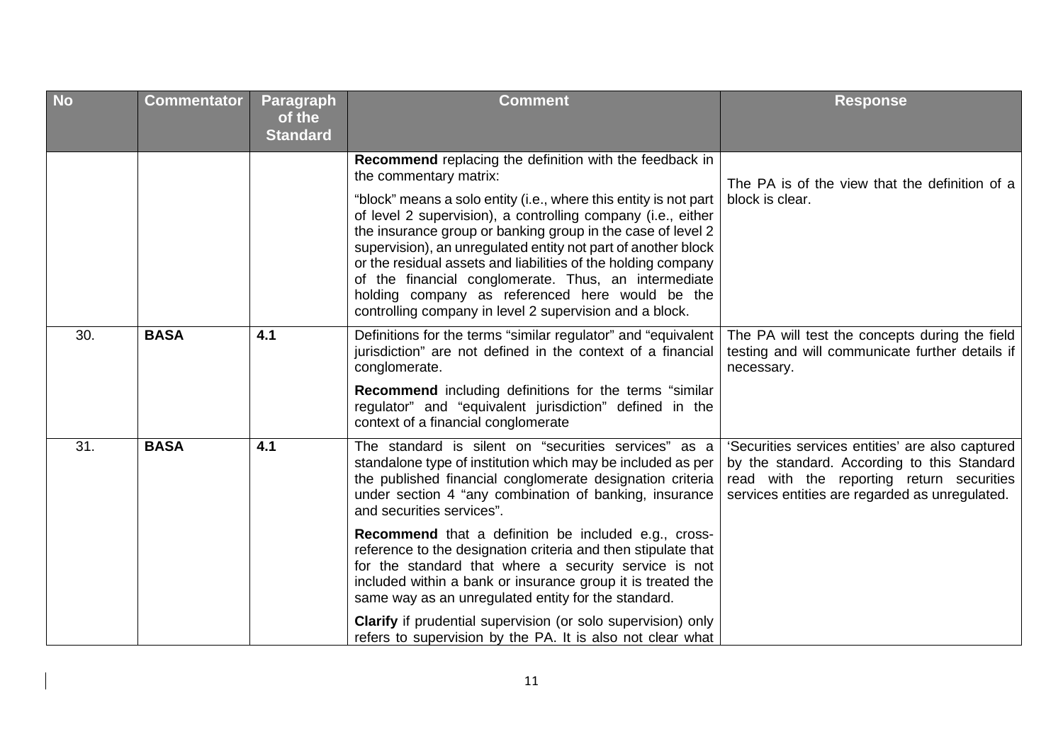| No | Commentator | Paragraph of the Standard | Comment | Response |
|---|---|---|---|---|
| | | | **Recommend** replacing the definition with the feedback in the commentary matrix:<br><br>"block" means a solo entity (i.e., where this entity is not part of level 2 supervision), a controlling company (i.e., either the insurance group or banking group in the case of level 2 supervision), an unregulated entity not part of another block or the residual assets and liabilities of the holding company of the financial conglomerate. Thus, an intermediate holding company as referenced here would be the controlling company in level 2 supervision and a block. | The PA is of the view that the definition of a block is clear. |
| 30. | **BASA** | **4.1** | Definitions for the terms "similar regulator" and "equivalent jurisdiction" are not defined in the context of a financial conglomerate.<br><br>**Recommend** including definitions for the terms "similar regulator" and "equivalent jurisdiction" defined in the context of a financial conglomerate | The PA will test the concepts during the field testing and will communicate further details if necessary. |
| 31. | **BASA** | **4.1** | The standard is silent on "securities services" as a standalone type of institution which may be included as per the published financial conglomerate designation criteria under section 4 "any combination of banking, insurance and securities services".<br><br>**Recommend** that a definition be included e.g., cross-reference to the designation criteria and then stipulate that for the standard that where a security service is not included within a bank or insurance group it is treated the same way as an unregulated entity for the standard.<br><br>**Clarify** if prudential supervision (or solo supervision) only refers to supervision by the PA. It is also not clear what | 'Securities services entities' are also captured by the standard. According to this Standard read with the reporting return securities services entities are regarded as unregulated. |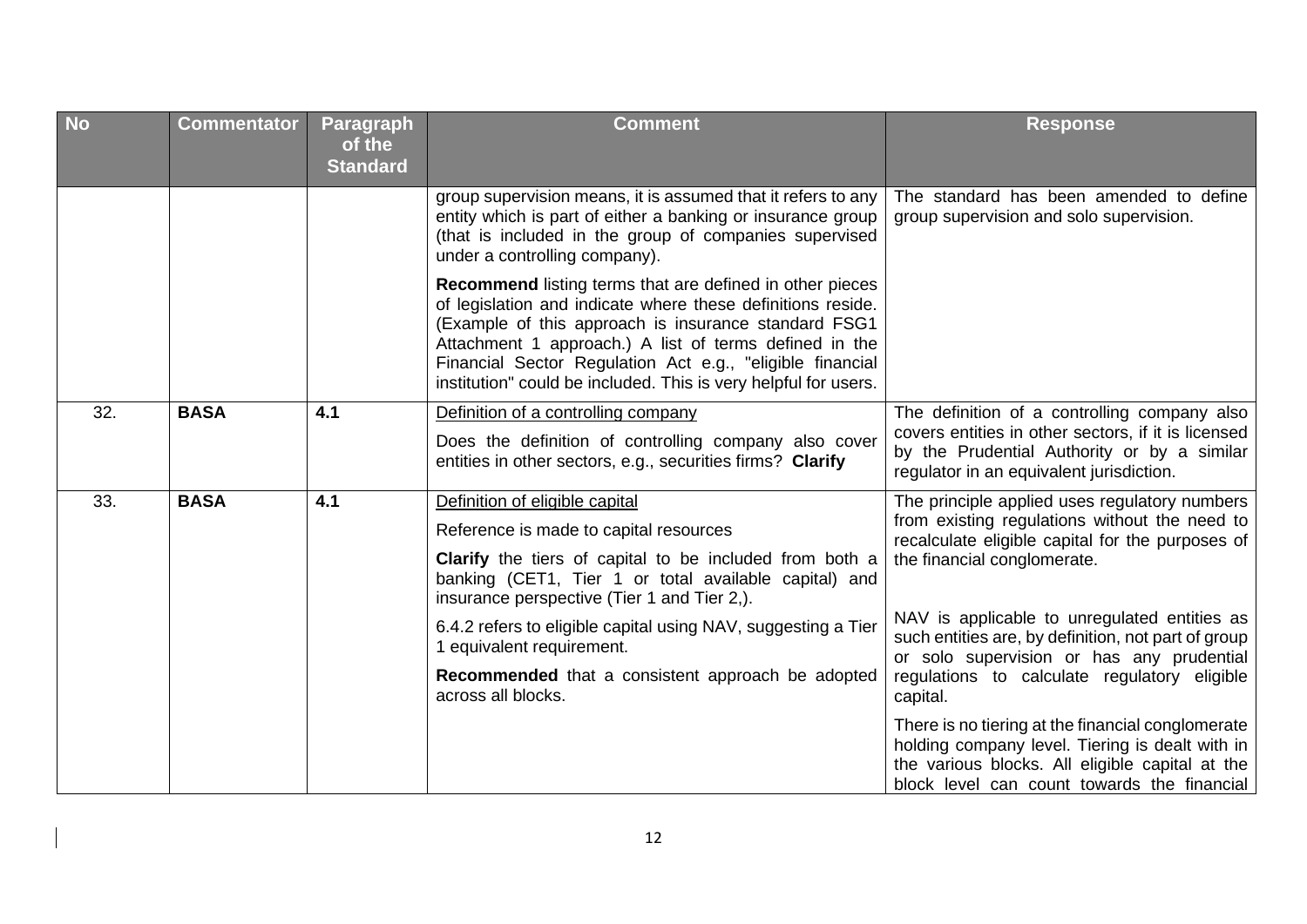| No | Commentator | Paragraph of the Standard | Comment | Response |
|---|---|---|---|---|
| | | | group supervision means, it is assumed that it refers to any entity which is part of either a banking or insurance group (that is included in the group of companies supervised under a controlling company).<br><br>**Recommend** listing terms that are defined in other pieces of legislation and indicate where these definitions reside. (Example of this approach is insurance standard FSG1 Attachment 1 approach.) A list of terms defined in the Financial Sector Regulation Act e.g., "eligible financial institution" could be included. This is very helpful for users. | The standard has been amended to define group supervision and solo supervision. |
| 32. | **BASA** | **4.1** | Definition of a controlling company<br><br>Does the definition of controlling company also cover entities in other sectors, e.g., securities firms? **Clarify** | The definition of a controlling company also covers entities in other sectors, if it is licensed by the Prudential Authority or by a similar regulator in an equivalent jurisdiction. |
| 33. | **BASA** | **4.1** | Definition of eligible capital<br><br>Reference is made to capital resources<br><br>**Clarify** the tiers of capital to be included from both a banking (CET1, Tier 1 or total available capital) and insurance perspective (Tier 1 and Tier 2,).<br><br>6.4.2 refers to eligible capital using NAV, suggesting a Tier 1 equivalent requirement.<br><br>**Recommended** that a consistent approach be adopted across all blocks. | The principle applied uses regulatory numbers from existing regulations without the need to recalculate eligible capital for the purposes of the financial conglomerate.<br><br>NAV is applicable to unregulated entities as such entities are, by definition, not part of group or solo supervision or has any prudential regulations to calculate regulatory eligible capital.<br><br>There is no tiering at the financial conglomerate holding company level. Tiering is dealt with in the various blocks. All eligible capital at the block level can count towards the financial |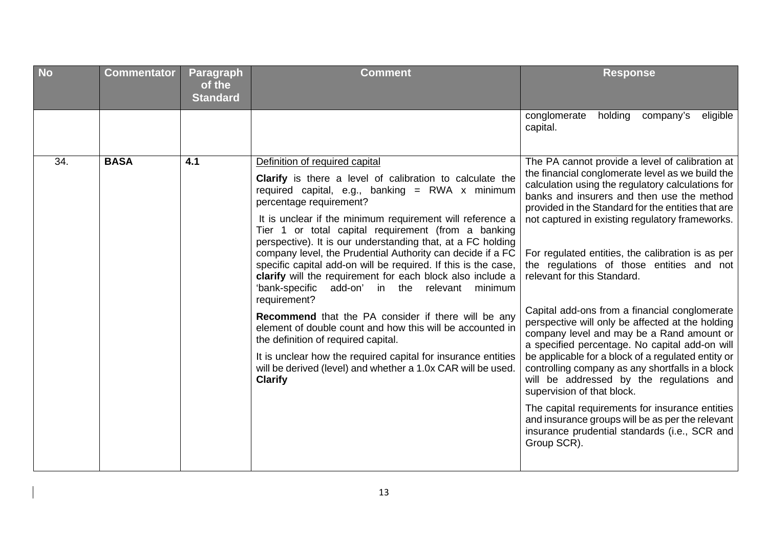| No | Commentator | Paragraph of the Standard | Comment | Response |
|---|---|---|---|---|
| | | | | conglomerate holding company's eligible capital. |
| 34. | **BASA** | **4.1** | Definition of required capital<br><br>**Clarify** is there a level of calibration to calculate the required capital, e.g., banking = RWA x minimum percentage requirement?<br><br>It is unclear if the minimum requirement will reference a Tier 1 or total capital requirement (from a banking perspective). It is our understanding that, at a FC holding company level, the Prudential Authority can decide if a FC specific capital add-on will be required. If this is the case, **clarify** will the requirement for each block also include a 'bank-specific add-on' in the relevant minimum requirement?<br><br>**Recommend** that the PA consider if there will be any element of double count and how this will be accounted in the definition of required capital.<br><br>It is unclear how the required capital for insurance entities will be derived (level) and whether a 1.0x CAR will be used. **Clarify** | The PA cannot provide a level of calibration at the financial conglomerate level as we build the calculation using the regulatory calculations for banks and insurers and then use the method provided in the Standard for the entities that are not captured in existing regulatory frameworks.<br><br>For regulated entities, the calibration is as per the regulations of those entities and not relevant for this Standard.<br><br>Capital add-ons from a financial conglomerate perspective will only be affected at the holding company level and may be a Rand amount or a specified percentage. No capital add-on will be applicable for a block of a regulated entity or controlling company as any shortfalls in a block will be addressed by the regulations and supervision of that block.<br><br>The capital requirements for insurance entities and insurance groups will be as per the relevant insurance prudential standards (i.e., SCR and Group SCR). |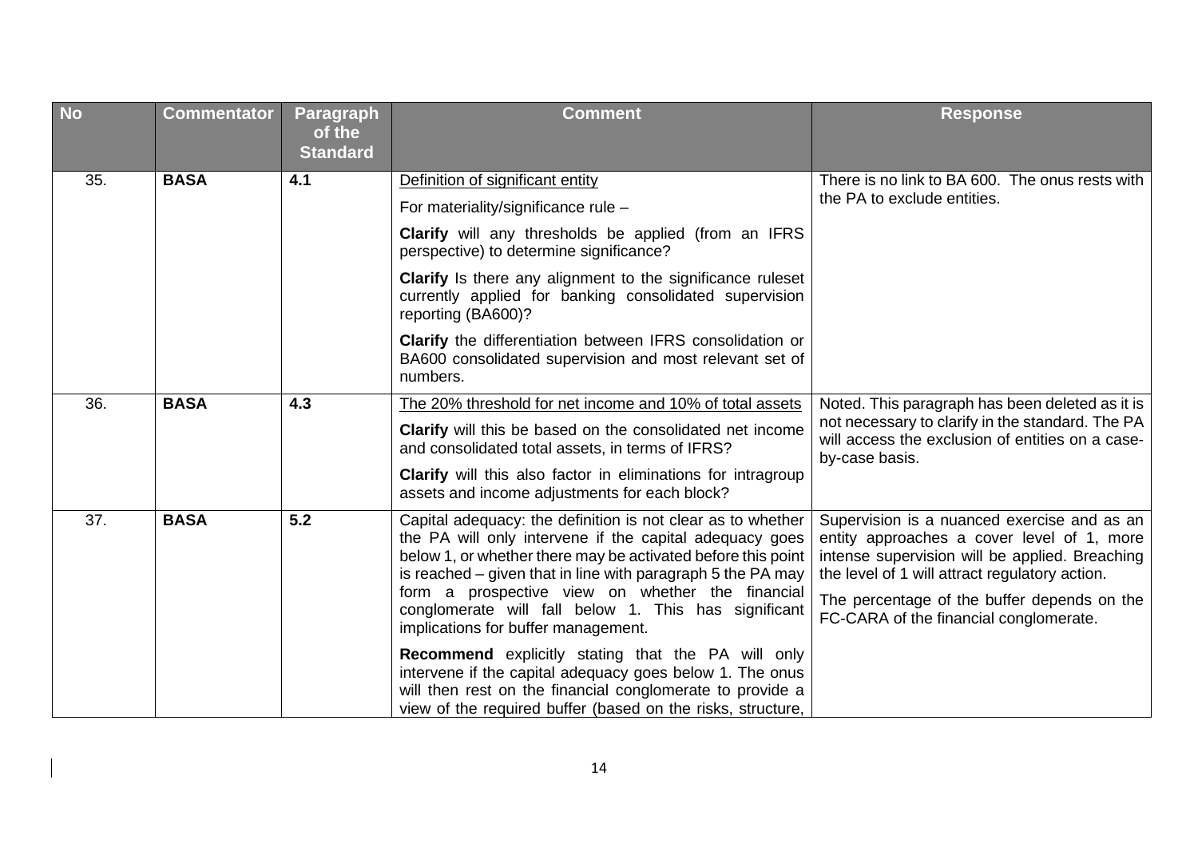| No | Commentator | Paragraph of the Standard | Comment | Response |
|---|---|---|---|---|
| 35. | **BASA** | **4.1** | Definition of significant entity<br><br>For materiality/significance rule –<br><br>**Clarify** will any thresholds be applied (from an IFRS perspective) to determine significance?<br><br>**Clarify** Is there any alignment to the significance ruleset currently applied for banking consolidated supervision reporting (BA600)?<br><br>**Clarify** the differentiation between IFRS consolidation or BA600 consolidated supervision and most relevant set of numbers. | There is no link to BA 600. The onus rests with the PA to exclude entities. |
| 36. | **BASA** | **4.3** | The 20% threshold for net income and 10% of total assets<br><br>**Clarify** will this be based on the consolidated net income and consolidated total assets, in terms of IFRS?<br><br>**Clarify** will this also factor in eliminations for intragroup assets and income adjustments for each block? | Noted. This paragraph has been deleted as it is not necessary to clarify in the standard. The PA will access the exclusion of entities on a case-by-case basis. |
| 37. | **BASA** | **5.2** | Capital adequacy: the definition is not clear as to whether the PA will only intervene if the capital adequacy goes below 1, or whether there may be activated before this point is reached – given that in line with paragraph 5 the PA may form a prospective view on whether the financial conglomerate will fall below 1. This has significant implications for buffer management.<br><br>**Recommend** explicitly stating that the PA will only intervene if the capital adequacy goes below 1. The onus will then rest on the financial conglomerate to provide a view of the required buffer (based on the risks, structure, | Supervision is a nuanced exercise and as an entity approaches a cover level of 1, more intense supervision will be applied. Breaching the level of 1 will attract regulatory action.<br><br>The percentage of the buffer depends on the FC-CARA of the financial conglomerate. |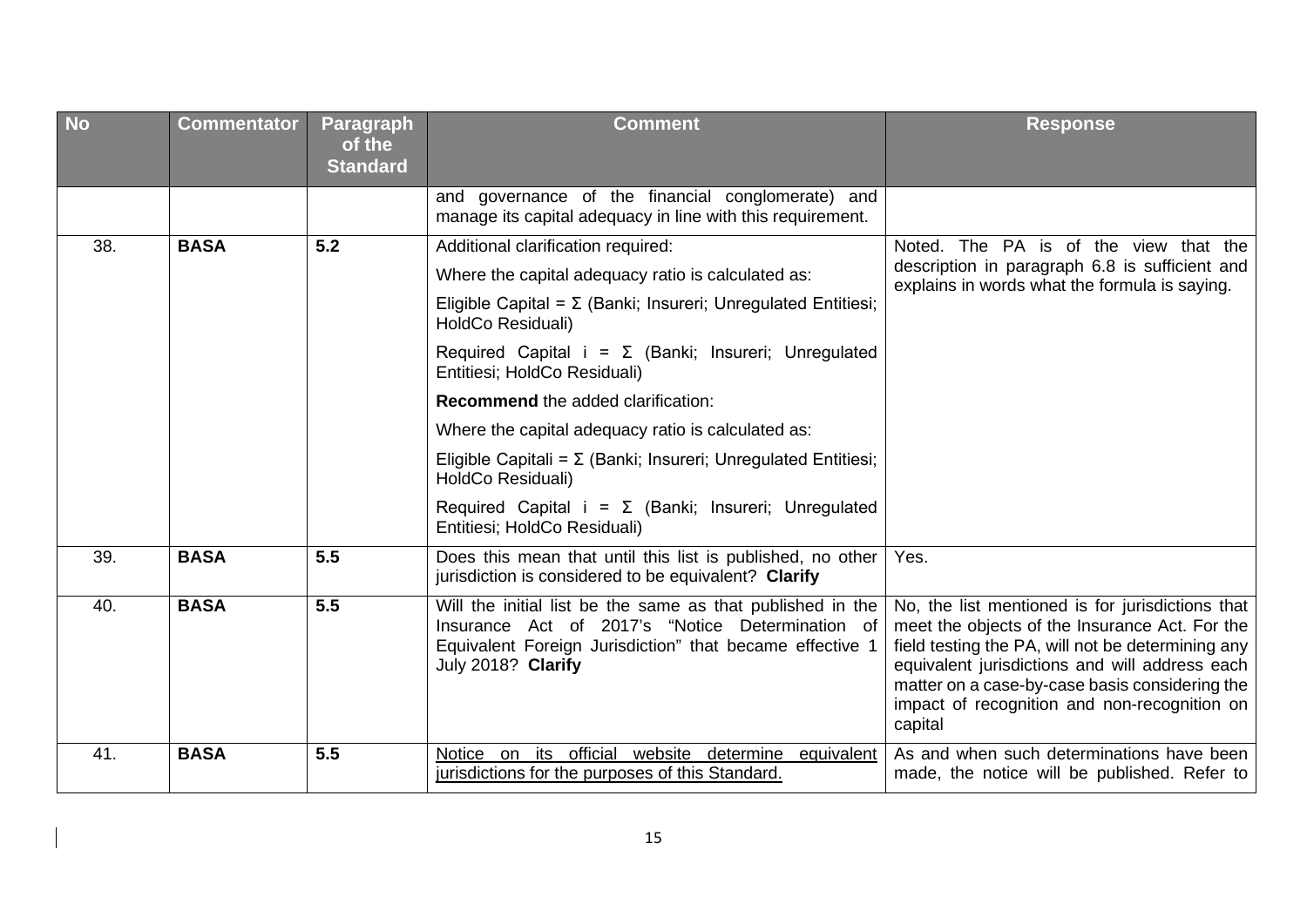| No | Commentator | Paragraph of the Standard | Comment | Response |
|---|---|---|---|---|
| | | | and governance of the financial conglomerate) and manage its capital adequacy in line with this requirement. | |
| 38. | **BASA** | **5.2** | Additional clarification required:<br><br>Where the capital adequacy ratio is calculated as:<br><br>Eligible Capital = Σ (Bank$_i$; Insurer$_i$; Unregulated Entities$_i$; HoldCo Residual$_i$)<br><br>Required Capital i = Σ (Bank$_i$; Insurer$_i$; Unregulated Entities$_i$; HoldCo Residual$_i$)<br><br>**Recommend** the added clarification:<br><br>Where the capital adequacy ratio is calculated as:<br><br>Eligible Capital$_i$ = Σ (Bank$_i$; Insurer$_i$; Unregulated Entities$_i$; HoldCo Residual$_i$)<br><br>Required Capital i = Σ (Bank$_i$; Insurer$_i$; Unregulated Entities$_i$; HoldCo Residual$_i$) | Noted. The PA is of the view that the description in paragraph 6.8 is sufficient and explains in words what the formula is saying. |
| 39. | **BASA** | **5.5** | Does this mean that until this list is published, no other jurisdiction is considered to be equivalent? **Clarify** | Yes. |
| 40. | **BASA** | **5.5** | Will the initial list be the same as that published in the Insurance Act of 2017's "Notice Determination of Equivalent Foreign Jurisdiction" that became effective 1 July 2018? **Clarify** | No, the list mentioned is for jurisdictions that meet the objects of the Insurance Act. For the field testing the PA, will not be determining any equivalent jurisdictions and will address each matter on a case-by-case basis considering the impact of recognition and non-recognition on capital |
| 41. | **BASA** | **5.5** | <u>Notice on its official website determine equivalent jurisdictions for the purposes of this Standard.</u> | As and when such determinations have been made, the notice will be published. Refer to |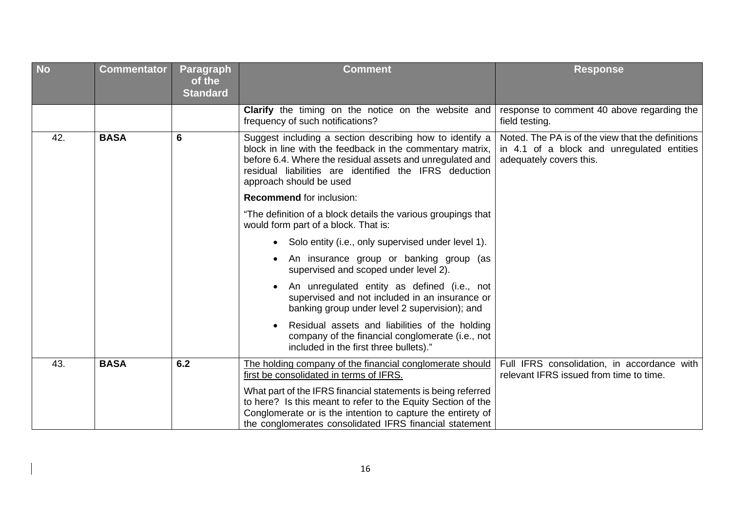| No | Commentator | Paragraph of the Standard | Comment | Response |
|---|---|---|---|---|
| | | | **Clarify** the timing on the notice on the website and frequency of such notifications? | response to comment 40 above regarding the field testing. |
| 42. | **BASA** | **6** | Suggest including a section describing how to identify a block in line with the feedback in the commentary matrix, before 6.4. Where the residual assets and unregulated and residual liabilities are identified the IFRS deduction approach should be used<br><br>**Recommend** for inclusion:<br><br>"The definition of a block details the various groupings that would form part of a block. That is:<br><br>• Solo entity (i.e., only supervised under level 1).<br><br>• An insurance group or banking group (as supervised and scoped under level 2).<br><br>• An unregulated entity as defined (i.e., not supervised and not included in an insurance or banking group under level 2 supervision); and<br><br>• Residual assets and liabilities of the holding company of the financial conglomerate (i.e., not included in the first three bullets)." | Noted. The PA is of the view that the definitions in 4.1 of a block and unregulated entities adequately covers this. |
| 43. | **BASA** | **6.2** | <u>The holding company of the financial conglomerate should first be consolidated in terms of IFRS.</u><br><br>What part of the IFRS financial statements is being referred to here? Is this meant to refer to the Equity Section of the Conglomerate or is the intention to capture the entirety of the conglomerates consolidated IFRS financial statement | Full IFRS consolidation, in accordance with relevant IFRS issued from time to time. |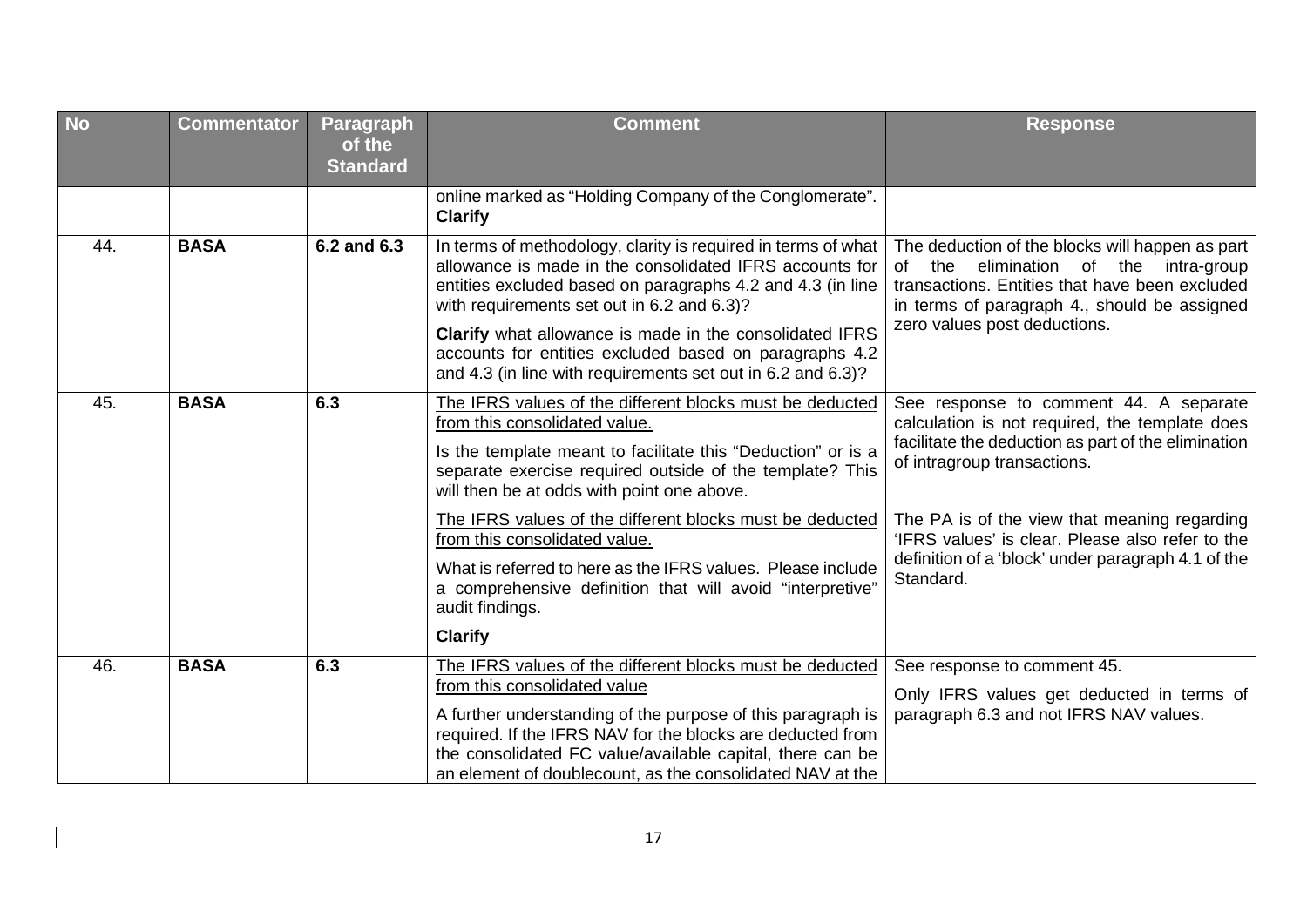| No | Commentator | Paragraph of the Standard | Comment | Response |
|---|---|---|---|---|
| | | | online marked as "Holding Company of the Conglomerate". **Clarify** | |
| 44. | **BASA** | **6.2 and 6.3** | In terms of methodology, clarity is required in terms of what allowance is made in the consolidated IFRS accounts for entities excluded based on paragraphs 4.2 and 4.3 (in line with requirements set out in 6.2 and 6.3)?<br><br>**Clarify** what allowance is made in the consolidated IFRS accounts for entities excluded based on paragraphs 4.2 and 4.3 (in line with requirements set out in 6.2 and 6.3)? | The deduction of the blocks will happen as part of the elimination of the intra-group transactions. Entities that have been excluded in terms of paragraph 4., should be assigned zero values post deductions. |
| 45. | **BASA** | **6.3** | <u>The IFRS values of the different blocks must be deducted from this consolidated value.</u><br><br>Is the template meant to facilitate this "Deduction" or is a separate exercise required outside of the template? This will then be at odds with point one above.<br><br><u>The IFRS values of the different blocks must be deducted from this consolidated value.</u><br><br>What is referred to here as the IFRS values. Please include a comprehensive definition that will avoid "interpretive" audit findings.<br><br>**Clarify** | See response to comment 44. A separate calculation is not required, the template does facilitate the deduction as part of the elimination of intragroup transactions.<br><br>The PA is of the view that meaning regarding 'IFRS values' is clear. Please also refer to the definition of a 'block' under paragraph 4.1 of the Standard. |
| 46. | **BASA** | **6.3** | <u>The IFRS values of the different blocks must be deducted from this consolidated value</u><br><br>A further understanding of the purpose of this paragraph is required. If the IFRS NAV for the blocks are deducted from the consolidated FC value/available capital, there can be an element of doublecount, as the consolidated NAV at the | See response to comment 45.<br><br>Only IFRS values get deducted in terms of paragraph 6.3 and not IFRS NAV values. |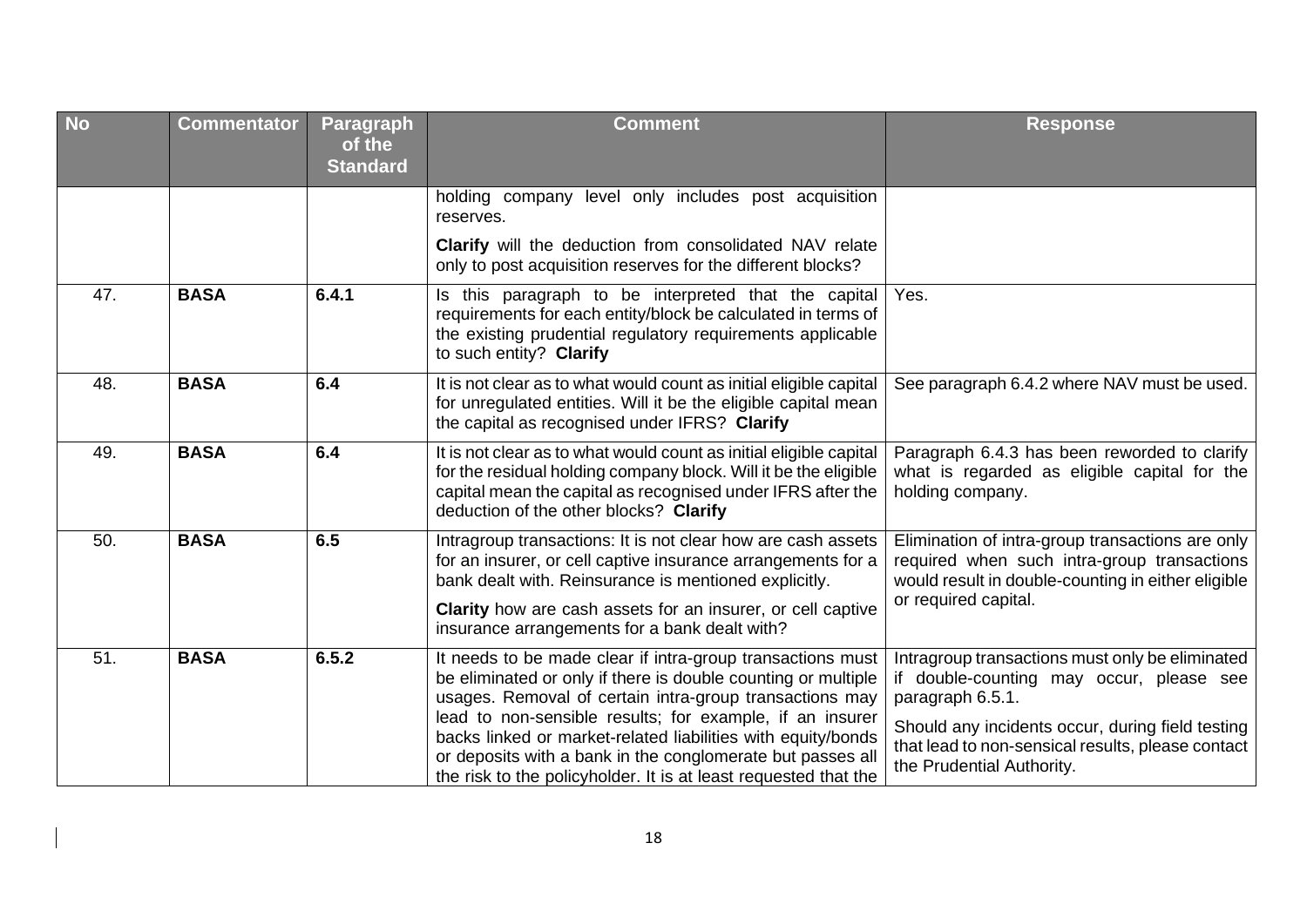| No | Commentator | Paragraph of the Standard | Comment | Response |
|---|---|---|---|---|
| | | | holding company level only includes post acquisition reserves.<br><br>**Clarify** will the deduction from consolidated NAV relate only to post acquisition reserves for the different blocks? | |
| 47. | **BASA** | **6.4.1** | Is this paragraph to be interpreted that the capital requirements for each entity/block be calculated in terms of the existing prudential regulatory requirements applicable to such entity? **Clarify** | Yes. |
| 48. | **BASA** | **6.4** | It is not clear as to what would count as initial eligible capital for unregulated entities. Will it be the eligible capital mean the capital as recognised under IFRS? **Clarify** | See paragraph 6.4.2 where NAV must be used. |
| 49. | **BASA** | **6.4** | It is not clear as to what would count as initial eligible capital for the residual holding company block. Will it be the eligible capital mean the capital as recognised under IFRS after the deduction of the other blocks? **Clarify** | Paragraph 6.4.3 has been reworded to clarify what is regarded as eligible capital for the holding company. |
| 50. | **BASA** | **6.5** | Intragroup transactions: It is not clear how are cash assets for an insurer, or cell captive insurance arrangements for a bank dealt with. Reinsurance is mentioned explicitly.<br><br>**Clarity** how are cash assets for an insurer, or cell captive insurance arrangements for a bank dealt with? | Elimination of intra-group transactions are only required when such intra-group transactions would result in double-counting in either eligible or required capital. |
| 51. | **BASA** | **6.5.2** | It needs to be made clear if intra-group transactions must be eliminated or only if there is double counting or multiple usages. Removal of certain intra-group transactions may lead to non-sensible results; for example, if an insurer backs linked or market-related liabilities with equity/bonds or deposits with a bank in the conglomerate but passes all the risk to the policyholder. It is at least requested that the | Intragroup transactions must only be eliminated if double-counting may occur, please see paragraph 6.5.1.<br><br>Should any incidents occur, during field testing that lead to non-sensical results, please contact the Prudential Authority. |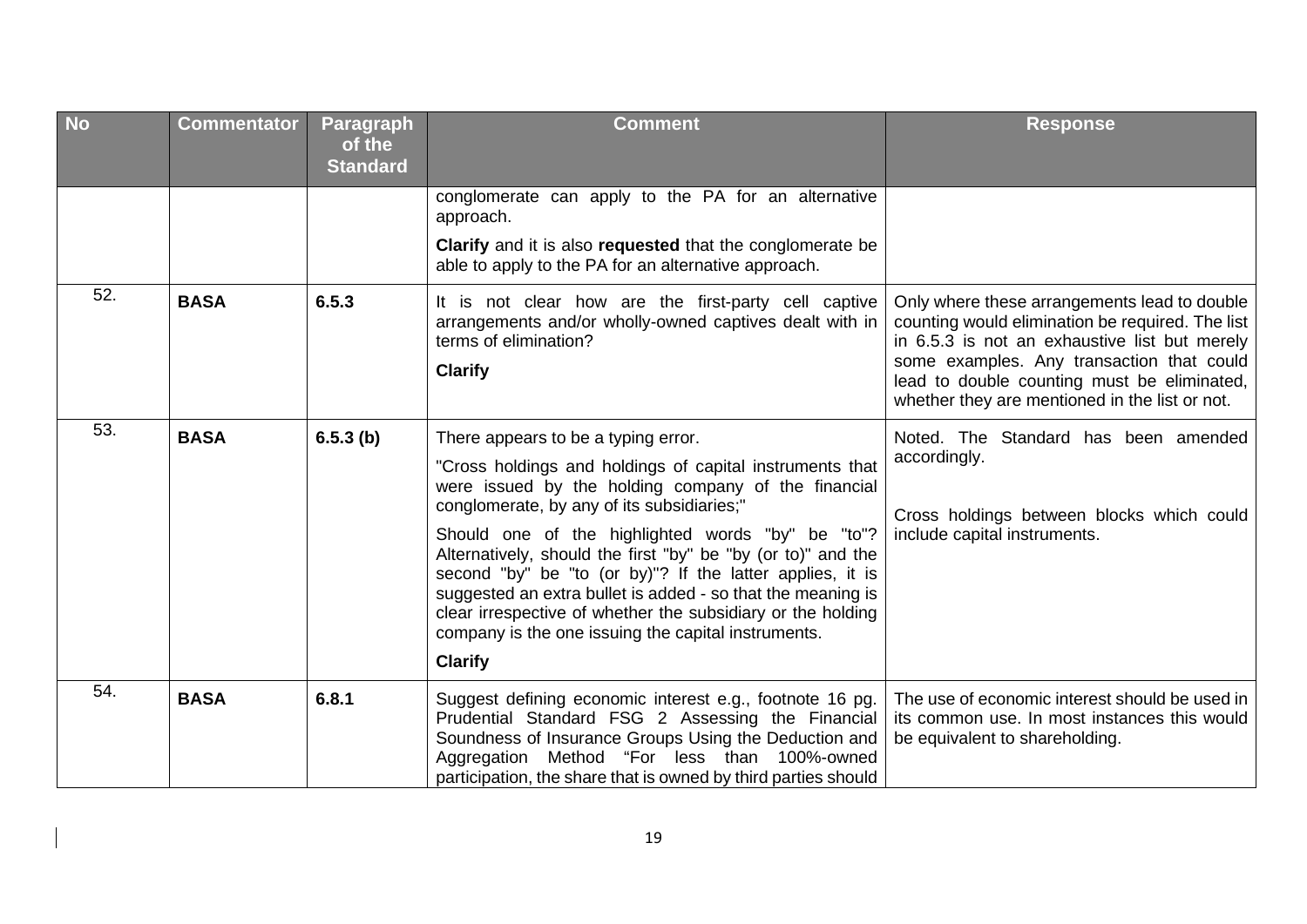| No | Commentator | Paragraph of the Standard | Comment | Response |
|---|---|---|---|---|
| | | | conglomerate can apply to the PA for an alternative approach.<br><br>**Clarify** and it is also **requested** that the conglomerate be able to apply to the PA for an alternative approach. | |
| 52. | **BASA** | **6.5.3** | It is not clear how are the first-party cell captive arrangements and/or wholly-owned captives dealt with in terms of elimination?<br><br>**Clarify** | Only where these arrangements lead to double counting would elimination be required. The list in 6.5.3 is not an exhaustive list but merely some examples. Any transaction that could lead to double counting must be eliminated, whether they are mentioned in the list or not. |
| 53. | **BASA** | **6.5.3 (b)** | There appears to be a typing error.<br><br>"Cross holdings and holdings of capital instruments that were issued by the holding company of the financial conglomerate, by any of its subsidiaries;"<br><br>Should one of the highlighted words "by" be "to"? Alternatively, should the first "by" be "by (or to)" and the second "by" be "to (or by)"? If the latter applies, it is suggested an extra bullet is added - so that the meaning is clear irrespective of whether the subsidiary or the holding company is the one issuing the capital instruments.<br><br>**Clarify** | Noted. The Standard has been amended accordingly.<br><br>Cross holdings between blocks which could include capital instruments. |
| 54. | **BASA** | **6.8.1** | Suggest defining economic interest e.g., footnote 16 pg. Prudential Standard FSG 2 Assessing the Financial Soundness of Insurance Groups Using the Deduction and Aggregation Method "For less than 100%-owned participation, the share that is owned by third parties should | The use of economic interest should be used in its common use. In most instances this would be equivalent to shareholding. |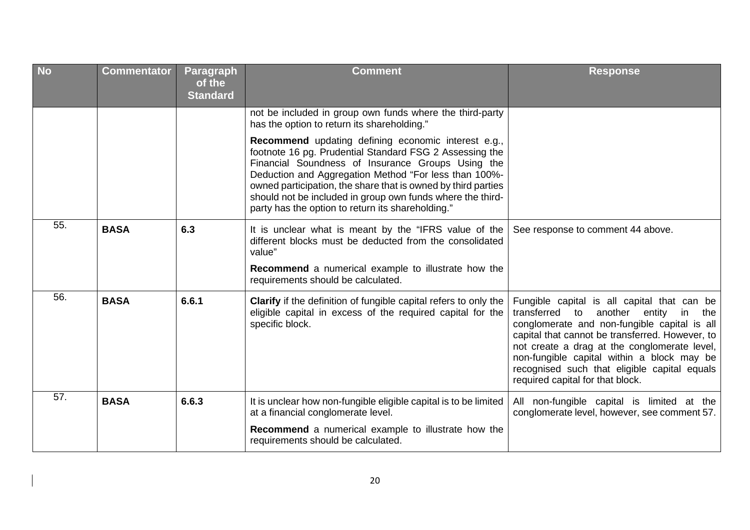| No | Commentator | Paragraph of the Standard | Comment | Response |
|---|---|---|---|---|
| | | | not be included in group own funds where the third-party has the option to return its shareholding."<br><br>**Recommend** updating defining economic interest e.g., footnote 16 pg. Prudential Standard FSG 2 Assessing the Financial Soundness of Insurance Groups Using the Deduction and Aggregation Method "For less than 100%-owned participation, the share that is owned by third parties should not be included in group own funds where the third-party has the option to return its shareholding." | |
| 55. | **BASA** | **6.3** | It is unclear what is meant by the "IFRS value of the different blocks must be deducted from the consolidated value"<br><br>**Recommend** a numerical example to illustrate how the requirements should be calculated. | See response to comment 44 above. |
| 56. | **BASA** | **6.6.1** | **Clarify** if the definition of fungible capital refers to only the eligible capital in excess of the required capital for the specific block. | Fungible capital is all capital that can be transferred to another entity in the conglomerate and non-fungible capital is all capital that cannot be transferred. However, to not create a drag at the conglomerate level, non-fungible capital within a block may be recognised such that eligible capital equals required capital for that block. |
| 57. | **BASA** | **6.6.3** | It is unclear how non-fungible eligible capital is to be limited at a financial conglomerate level.<br><br>**Recommend** a numerical example to illustrate how the requirements should be calculated. | All non-fungible capital is limited at the conglomerate level, however, see comment 57. |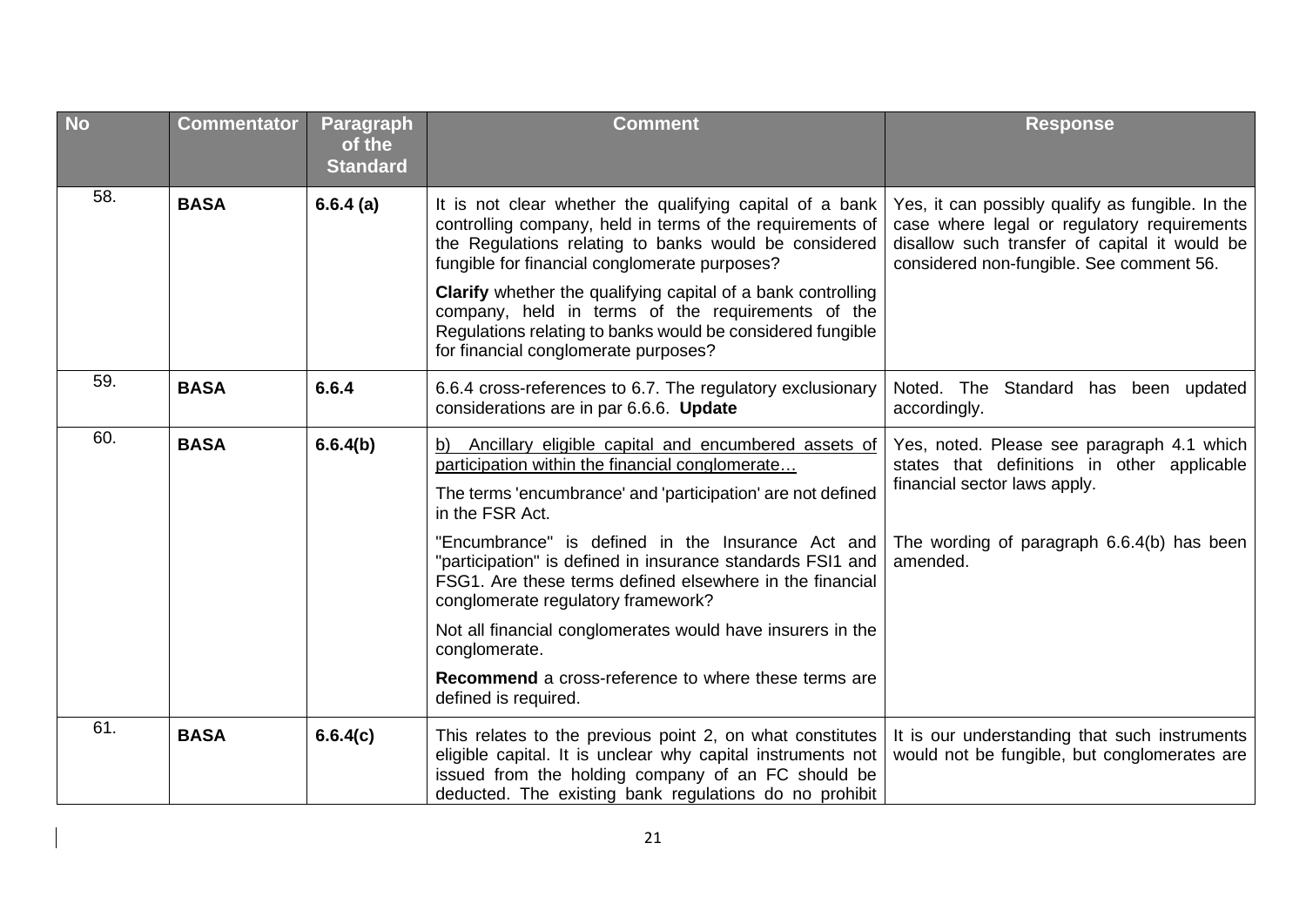| No | Commentator | Paragraph of the Standard | Comment | Response |
|---|---|---|---|---|
| 58. | **BASA** | **6.6.4 (a)** | It is not clear whether the qualifying capital of a bank controlling company, held in terms of the requirements of the Regulations relating to banks would be considered fungible for financial conglomerate purposes?<br><br>**Clarify** whether the qualifying capital of a bank controlling company, held in terms of the requirements of the Regulations relating to banks would be considered fungible for financial conglomerate purposes? | Yes, it can possibly qualify as fungible. In the case where legal or regulatory requirements disallow such transfer of capital it would be considered non-fungible. See comment 56. |
| 59. | **BASA** | **6.6.4** | 6.6.4 cross-references to 6.7. The regulatory exclusionary considerations are in par 6.6.6. **Update** | Noted. The Standard has been updated accordingly. |
| 60. | **BASA** | **6.6.4(b)** | b) Ancillary eligible capital and encumbered assets of participation within the financial conglomerate…<br><br>The terms 'encumbrance' and 'participation' are not defined in the FSR Act.<br><br>"Encumbrance" is defined in the Insurance Act and "participation" is defined in insurance standards FSI1 and FSG1. Are these terms defined elsewhere in the financial conglomerate regulatory framework?<br><br>Not all financial conglomerates would have insurers in the conglomerate.<br><br>**Recommend** a cross-reference to where these terms are defined is required. | Yes, noted. Please see paragraph 4.1 which states that definitions in other applicable financial sector laws apply.<br><br>The wording of paragraph 6.6.4(b) has been amended. |
| 61. | **BASA** | **6.6.4(c)** | This relates to the previous point 2, on what constitutes eligible capital. It is unclear why capital instruments not issued from the holding company of an FC should be deducted. The existing bank regulations do no prohibit | It is our understanding that such instruments would not be fungible, but conglomerates are |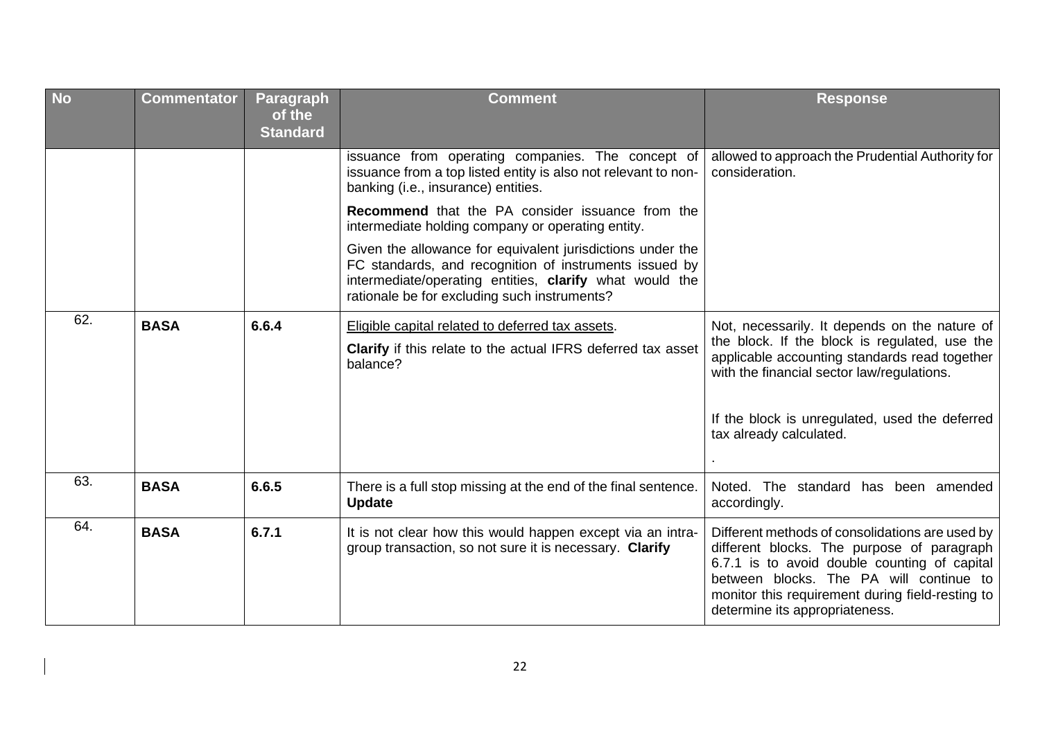| No | Commentator | Paragraph of the Standard | Comment | Response |
|---|---|---|---|---|
| | | | issuance from operating companies. The concept of issuance from a top listed entity is also not relevant to non-banking (i.e., insurance) entities.<br><br>**Recommend** that the PA consider issuance from the intermediate holding company or operating entity.<br><br>Given the allowance for equivalent jurisdictions under the FC standards, and recognition of instruments issued by intermediate/operating entities, **clarify** what would the rationale be for excluding such instruments? | allowed to approach the Prudential Authority for consideration. |
| 62. | **BASA** | **6.6.4** | <u>Eligible capital related to deferred tax assets</u>.<br><br>**Clarify** if this relate to the actual IFRS deferred tax asset balance? | Not, necessarily. It depends on the nature of the block. If the block is regulated, use the applicable accounting standards read together with the financial sector law/regulations.<br><br>If the block is unregulated, used the deferred tax already calculated.<br><br>. |
| 63. | **BASA** | **6.6.5** | There is a full stop missing at the end of the final sentence. **Update** | Noted. The standard has been amended accordingly. |
| 64. | **BASA** | **6.7.1** | It is not clear how this would happen except via an intra-group transaction, so not sure it is necessary. **Clarify** | Different methods of consolidations are used by different blocks. The purpose of paragraph 6.7.1 is to avoid double counting of capital between blocks. The PA will continue to monitor this requirement during field-resting to determine its appropriateness. |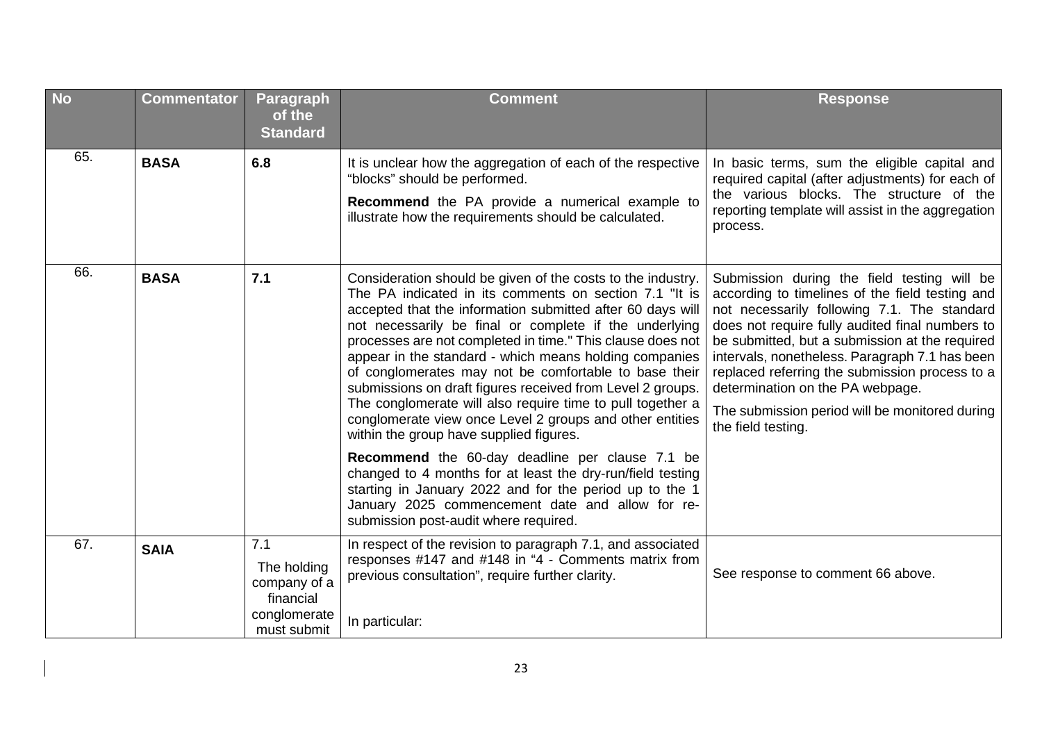| No | Commentator | Paragraph of the Standard | Comment | Response |
|---|---|---|---|---|
| 65. | **BASA** | **6.8** | It is unclear how the aggregation of each of the respective "blocks" should be performed.<br><br>**Recommend** the PA provide a numerical example to illustrate how the requirements should be calculated. | In basic terms, sum the eligible capital and required capital (after adjustments) for each of the various blocks. The structure of the reporting template will assist in the aggregation process. |
| 66. | **BASA** | **7.1** | Consideration should be given of the costs to the industry. The PA indicated in its comments on section 7.1 "It is accepted that the information submitted after 60 days will not necessarily be final or complete if the underlying processes are not completed in time." This clause does not appear in the standard - which means holding companies of conglomerates may not be comfortable to base their submissions on draft figures received from Level 2 groups. The conglomerate will also require time to pull together a conglomerate view once Level 2 groups and other entities within the group have supplied figures.<br><br>**Recommend** the 60-day deadline per clause 7.1 be changed to 4 months for at least the dry-run/field testing starting in January 2022 and for the period up to the 1 January 2025 commencement date and allow for re-submission post-audit where required. | Submission during the field testing will be according to timelines of the field testing and not necessarily following 7.1. The standard does not require fully audited final numbers to be submitted, but a submission at the required intervals, nonetheless. Paragraph 7.1 has been replaced referring the submission process to a determination on the PA webpage.<br><br>The submission period will be monitored during the field testing. |
| 67. | **SAIA** | 7.1<br><br>The holding company of a financial conglomerate must submit | In respect of the revision to paragraph 7.1, and associated responses #147 and #148 in "4 - Comments matrix from previous consultation", require further clarity.<br><br>In particular: | See response to comment 66 above. |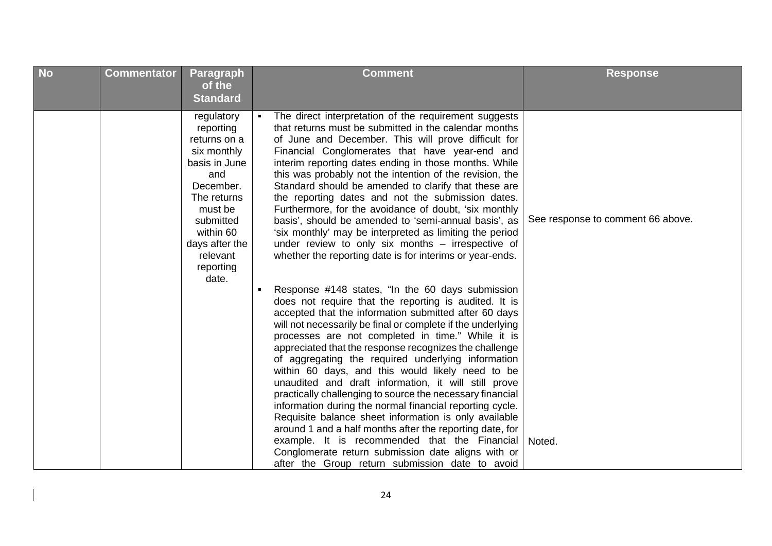| No | Commentator | Paragraph of the Standard | Comment | Response |
|---|---|---|---|---|
| | | regulatory reporting returns on a six monthly basis in June and December. The returns must be submitted within 60 days after the relevant reporting date. | ▪ The direct interpretation of the requirement suggests that returns must be submitted in the calendar months of June and December. This will prove difficult for Financial Conglomerates that have year-end and interim reporting dates ending in those months. While this was probably not the intention of the revision, the Standard should be amended to clarify that these are the reporting dates and not the submission dates. Furthermore, for the avoidance of doubt, 'six monthly basis', should be amended to 'semi-annual basis', as 'six monthly' may be interpreted as limiting the period under review to only six months – irrespective of whether the reporting date is for interims or year-ends. | See response to comment 66 above. |
| | | | ▪ Response #148 states, "In the 60 days submission does not require that the reporting is audited. It is accepted that the information submitted after 60 days will not necessarily be final or complete if the underlying processes are not completed in time." While it is appreciated that the response recognizes the challenge of aggregating the required underlying information within 60 days, and this would likely need to be unaudited and draft information, it will still prove practically challenging to source the necessary financial information during the normal financial reporting cycle. Requisite balance sheet information is only available around 1 and a half months after the reporting date, for example. It is recommended that the Financial Conglomerate return submission date aligns with or after the Group return submission date to avoid | Noted. |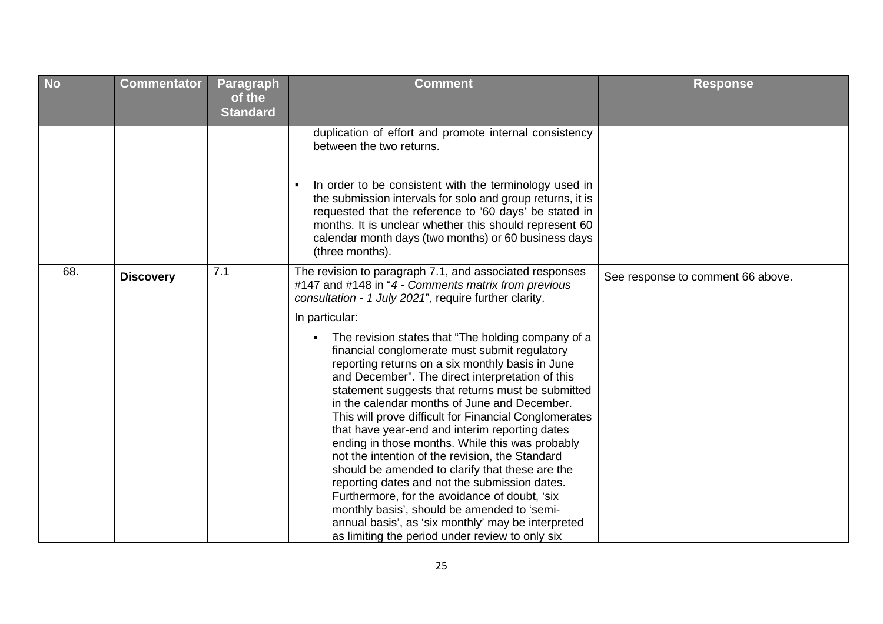| No | Commentator | Paragraph of the Standard | Comment | Response |
|---|---|---|---|---|
| | | | duplication of effort and promote internal consistency between the two returns.<br><br>▪ In order to be consistent with the terminology used in the submission intervals for solo and group returns, it is requested that the reference to '60 days' be stated in months. It is unclear whether this should represent 60 calendar month days (two months) or 60 business days (three months). | |
| 68. | **Discovery** | 7.1 | The revision to paragraph 7.1, and associated responses #147 and #148 in "*4 - Comments matrix from previous consultation - 1 July 2021*", require further clarity.<br><br>In particular:<br><br>▪ The revision states that "The holding company of a financial conglomerate must submit regulatory reporting returns on a six monthly basis in June and December". The direct interpretation of this statement suggests that returns must be submitted in the calendar months of June and December. This will prove difficult for Financial Conglomerates that have year-end and interim reporting dates ending in those months. While this was probably not the intention of the revision, the Standard should be amended to clarify that these are the reporting dates and not the submission dates. Furthermore, for the avoidance of doubt, 'six monthly basis', should be amended to 'semi-annual basis', as 'six monthly' may be interpreted as limiting the period under review to only six | See response to comment 66 above. |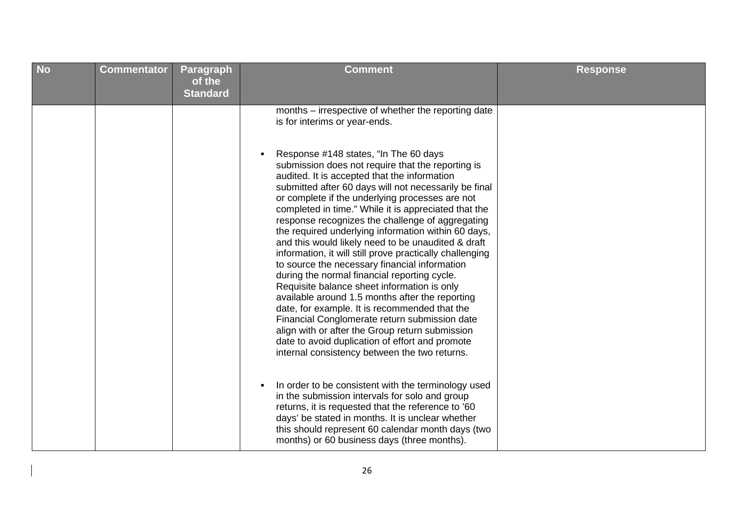| No | Commentator | Paragraph of the Standard | Comment | Response |
|---|---|---|---|---|
| | | | months – irrespective of whether the reporting date is for interims or year-ends.<br><br>▪ Response #148 states, "In The 60 days submission does not require that the reporting is audited. It is accepted that the information submitted after 60 days will not necessarily be final or complete if the underlying processes are not completed in time." While it is appreciated that the response recognizes the challenge of aggregating the required underlying information within 60 days, and this would likely need to be unaudited & draft information, it will still prove practically challenging to source the necessary financial information during the normal financial reporting cycle. Requisite balance sheet information is only available around 1.5 months after the reporting date, for example. It is recommended that the Financial Conglomerate return submission date align with or after the Group return submission date to avoid duplication of effort and promote internal consistency between the two returns.<br><br>▪ In order to be consistent with the terminology used in the submission intervals for solo and group returns, it is requested that the reference to '60 days' be stated in months. It is unclear whether this should represent 60 calendar month days (two months) or 60 business days (three months). | |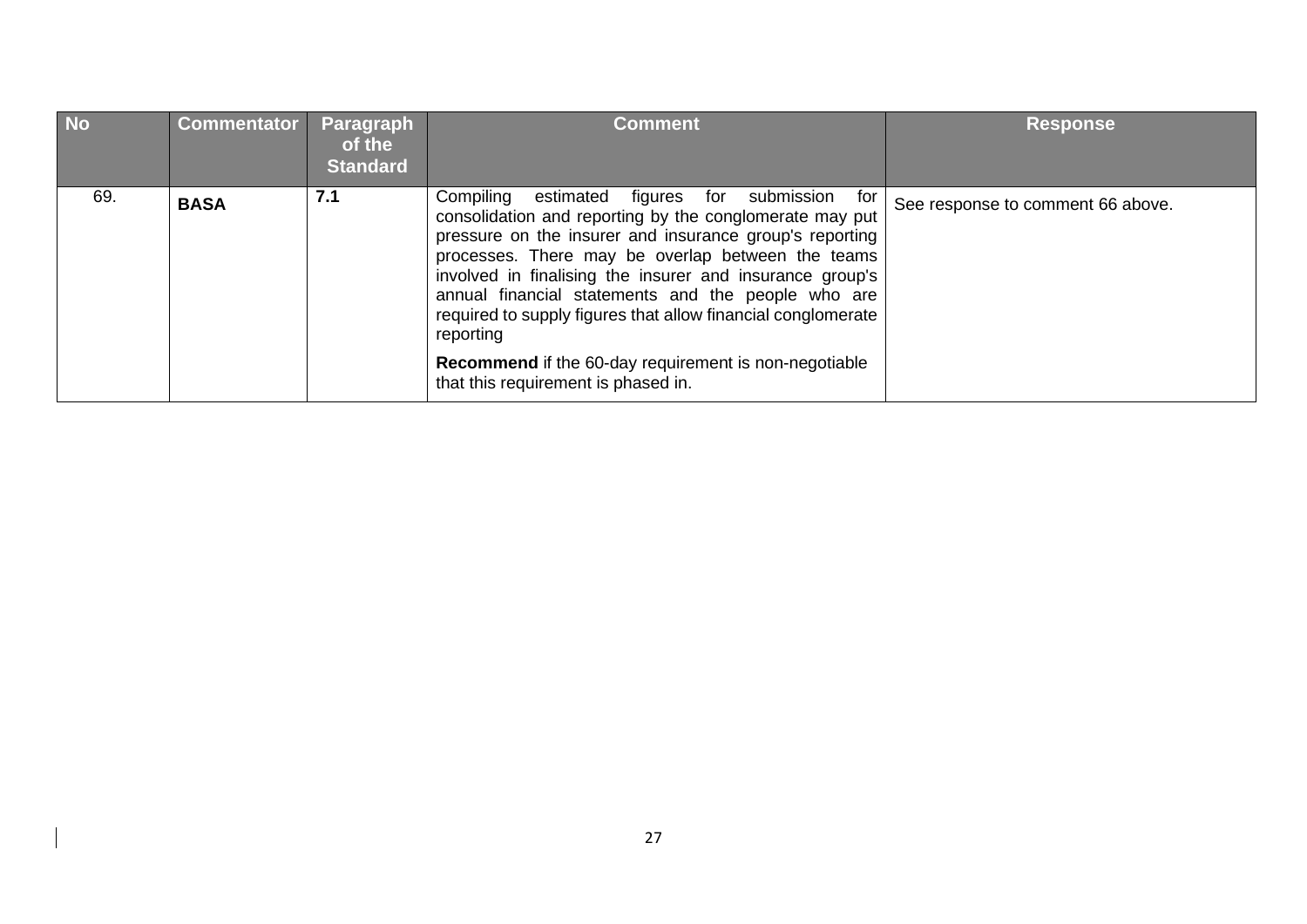| No | Commentator | Paragraph of the Standard | Comment | Response |
|---|---|---|---|---|
| 69. | **BASA** | **7.1** | Compiling estimated figures for submission for consolidation and reporting by the conglomerate may put pressure on the insurer and insurance group's reporting processes. There may be overlap between the teams involved in finalising the insurer and insurance group's annual financial statements and the people who are required to supply figures that allow financial conglomerate reporting<br><br>**Recommend** if the 60-day requirement is non-negotiable that this requirement is phased in. | See response to comment 66 above. |